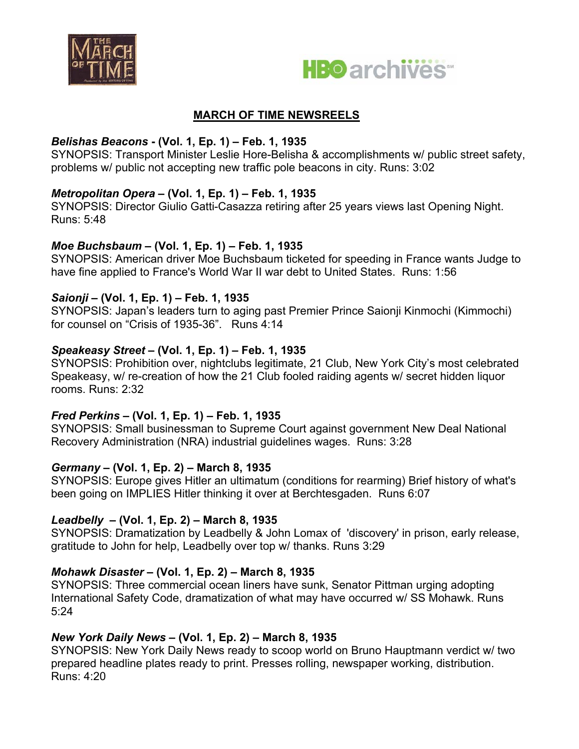## MARCH OF TIME NEWSREELS

***Belishas Beacons* - (Vol. 1, Ep. 1) – Feb. 1, 1935**
SYNOPSIS: Transport Minister Leslie Hore-Belisha & accomplishments w/ public street safety, problems w/ public not accepting new traffic pole beacons in city. Runs: 3:02

***Metropolitan Opera* – (Vol. 1, Ep. 1) – Feb. 1, 1935**
SYNOPSIS: Director Giulio Gatti-Casazza retiring after 25 years views last Opening Night. Runs: 5:48

***Moe Buchsbaum* – (Vol. 1, Ep. 1) – Feb. 1, 1935**
SYNOPSIS: American driver Moe Buchsbaum ticketed for speeding in France wants Judge to have fine applied to France's World War II war debt to United States. Runs: 1:56

***Saionji* – (Vol. 1, Ep. 1) – Feb. 1, 1935**
SYNOPSIS: Japan's leaders turn to aging past Premier Prince Saionji Kinmochi (Kimmochi) for counsel on "Crisis of 1935-36". Runs 4:14

***Speakeasy Street* – (Vol. 1, Ep. 1) – Feb. 1, 1935**
SYNOPSIS: Prohibition over, nightclubs legitimate, 21 Club, New York City's most celebrated Speakeasy, w/ re-creation of how the 21 Club fooled raiding agents w/ secret hidden liquor rooms. Runs: 2:32

***Fred Perkins* – (Vol. 1, Ep. 1) – Feb. 1, 1935**
SYNOPSIS: Small businessman to Supreme Court against government New Deal National Recovery Administration (NRA) industrial guidelines wages. Runs: 3:28

***Germany* – (Vol. 1, Ep. 2) – March 8, 1935**
SYNOPSIS: Europe gives Hitler an ultimatum (conditions for rearming) Brief history of what's been going on IMPLIES Hitler thinking it over at Berchtesgaden. Runs 6:07

***Leadbelly* – (Vol. 1, Ep. 2) – March 8, 1935**
SYNOPSIS: Dramatization by Leadbelly & John Lomax of 'discovery' in prison, early release, gratitude to John for help, Leadbelly over top w/ thanks. Runs 3:29

***Mohawk Disaster* – (Vol. 1, Ep. 2) – March 8, 1935**
SYNOPSIS: Three commercial ocean liners have sunk, Senator Pittman urging adopting International Safety Code, dramatization of what may have occurred w/ SS Mohawk. Runs 5:24

***New York Daily News* – (Vol. 1, Ep. 2) – March 8, 1935**
SYNOPSIS: New York Daily News ready to scoop world on Bruno Hauptmann verdict w/ two prepared headline plates ready to print. Presses rolling, newspaper working, distribution. Runs: 4:20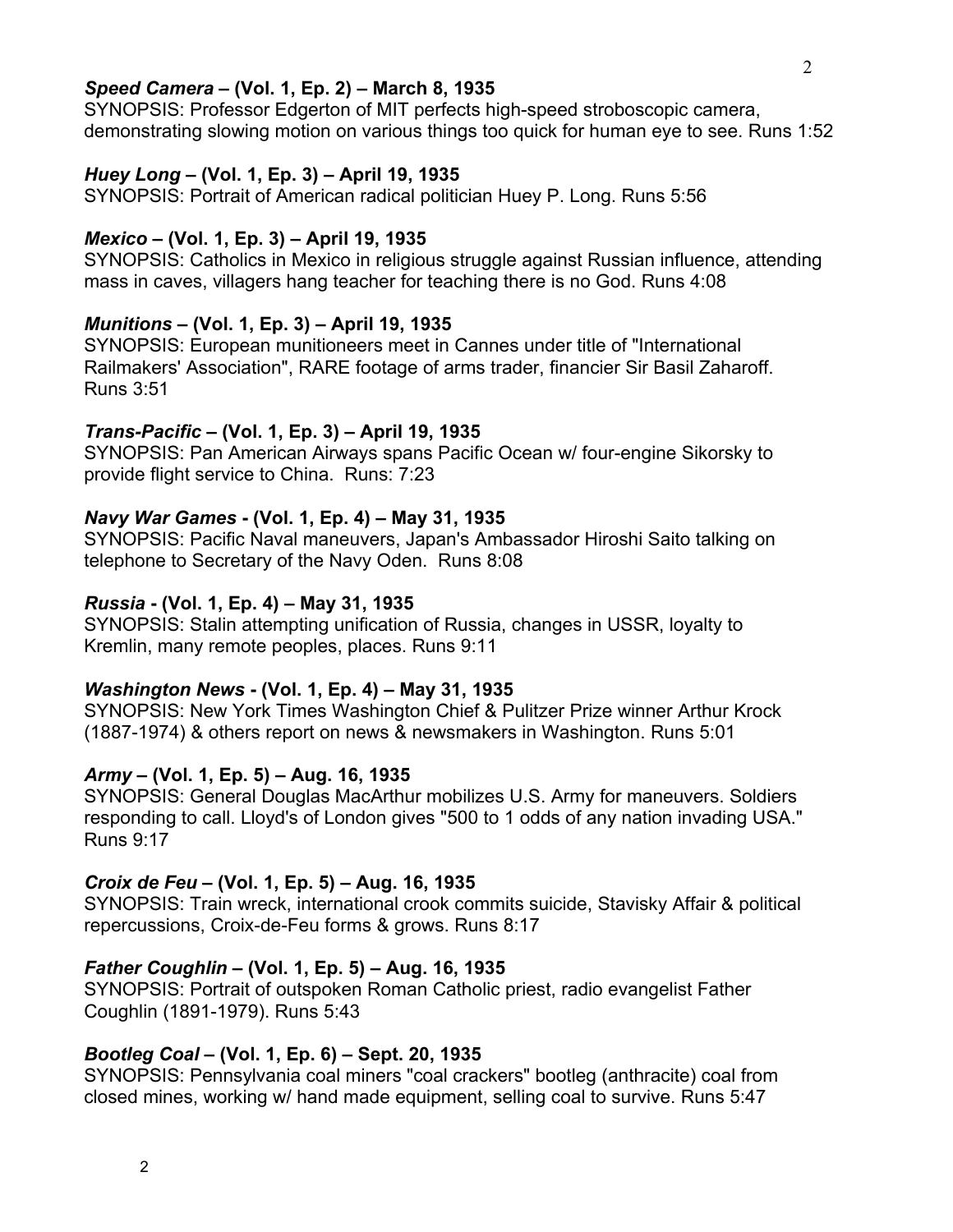***Speed Camera* – (Vol. 1, Ep. 2) – March 8, 1935**
SYNOPSIS: Professor Edgerton of MIT perfects high-speed stroboscopic camera, demonstrating slowing motion on various things too quick for human eye to see. Runs 1:52

***Huey Long* – (Vol. 1, Ep. 3) – April 19, 1935**
SYNOPSIS: Portrait of American radical politician Huey P. Long. Runs 5:56

***Mexico* – (Vol. 1, Ep. 3) – April 19, 1935**
SYNOPSIS: Catholics in Mexico in religious struggle against Russian influence, attending mass in caves, villagers hang teacher for teaching there is no God. Runs 4:08

***Munitions* – (Vol. 1, Ep. 3) – April 19, 1935**
SYNOPSIS: European munitioneers meet in Cannes under title of "International Railmakers' Association", RARE footage of arms trader, financier Sir Basil Zaharoff. Runs 3:51

***Trans-Pacific* – (Vol. 1, Ep. 3) – April 19, 1935**
SYNOPSIS: Pan American Airways spans Pacific Ocean w/ four-engine Sikorsky to provide flight service to China. Runs: 7:23

***Navy War Games* - (Vol. 1, Ep. 4) – May 31, 1935**
SYNOPSIS: Pacific Naval maneuvers, Japan's Ambassador Hiroshi Saito talking on telephone to Secretary of the Navy Oden. Runs 8:08

***Russia* - (Vol. 1, Ep. 4) – May 31, 1935**
SYNOPSIS: Stalin attempting unification of Russia, changes in USSR, loyalty to Kremlin, many remote peoples, places. Runs 9:11

***Washington News* - (Vol. 1, Ep. 4) – May 31, 1935**
SYNOPSIS: New York Times Washington Chief & Pulitzer Prize winner Arthur Krock (1887-1974) & others report on news & newsmakers in Washington. Runs 5:01

***Army* – (Vol. 1, Ep. 5) – Aug. 16, 1935**
SYNOPSIS: General Douglas MacArthur mobilizes U.S. Army for maneuvers. Soldiers responding to call. Lloyd's of London gives "500 to 1 odds of any nation invading USA." Runs 9:17

***Croix de Feu* – (Vol. 1, Ep. 5) – Aug. 16, 1935**
SYNOPSIS: Train wreck, international crook commits suicide, Stavisky Affair & political repercussions, Croix-de-Feu forms & grows. Runs 8:17

***Father Coughlin* – (Vol. 1, Ep. 5) – Aug. 16, 1935**
SYNOPSIS: Portrait of outspoken Roman Catholic priest, radio evangelist Father Coughlin (1891-1979). Runs 5:43

***Bootleg Coal* – (Vol. 1, Ep. 6) – Sept. 20, 1935**
SYNOPSIS: Pennsylvania coal miners "coal crackers" bootleg (anthracite) coal from closed mines, working w/ hand made equipment, selling coal to survive. Runs 5:47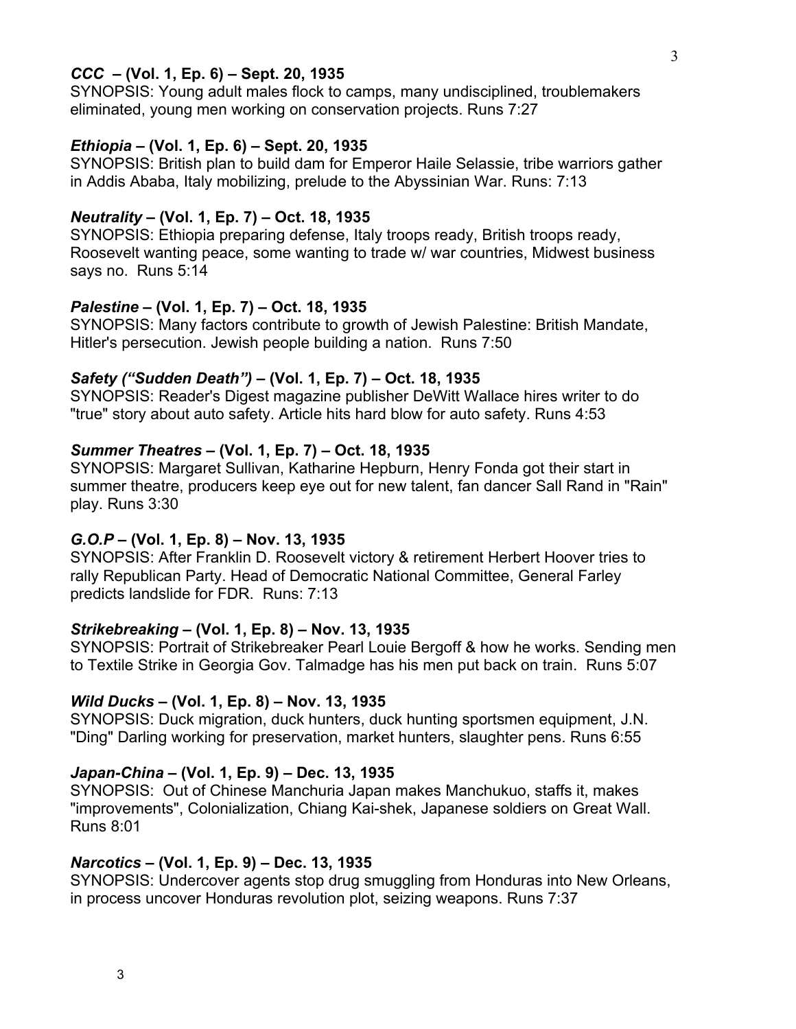***CCC* – (Vol. 1, Ep. 6) – Sept. 20, 1935**
SYNOPSIS: Young adult males flock to camps, many undisciplined, troublemakers eliminated, young men working on conservation projects. Runs 7:27

***Ethiopia* – (Vol. 1, Ep. 6) – Sept. 20, 1935**
SYNOPSIS: British plan to build dam for Emperor Haile Selassie, tribe warriors gather in Addis Ababa, Italy mobilizing, prelude to the Abyssinian War. Runs: 7:13

***Neutrality* – (Vol. 1, Ep. 7) – Oct. 18, 1935**
SYNOPSIS: Ethiopia preparing defense, Italy troops ready, British troops ready, Roosevelt wanting peace, some wanting to trade w/ war countries, Midwest business says no. Runs 5:14

***Palestine* – (Vol. 1, Ep. 7) – Oct. 18, 1935**
SYNOPSIS: Many factors contribute to growth of Jewish Palestine: British Mandate, Hitler's persecution. Jewish people building a nation. Runs 7:50

***Safety ("Sudden Death")* – (Vol. 1, Ep. 7) – Oct. 18, 1935**
SYNOPSIS: Reader's Digest magazine publisher DeWitt Wallace hires writer to do "true" story about auto safety. Article hits hard blow for auto safety. Runs 4:53

***Summer Theatres* – (Vol. 1, Ep. 7) – Oct. 18, 1935**
SYNOPSIS: Margaret Sullivan, Katharine Hepburn, Henry Fonda got their start in summer theatre, producers keep eye out for new talent, fan dancer Sall Rand in "Rain" play. Runs 3:30

***G.O.P* – (Vol. 1, Ep. 8) – Nov. 13, 1935**
SYNOPSIS: After Franklin D. Roosevelt victory & retirement Herbert Hoover tries to rally Republican Party. Head of Democratic National Committee, General Farley predicts landslide for FDR. Runs: 7:13

***Strikebreaking* – (Vol. 1, Ep. 8) – Nov. 13, 1935**
SYNOPSIS: Portrait of Strikebreaker Pearl Louie Bergoff & how he works. Sending men to Textile Strike in Georgia Gov. Talmadge has his men put back on train. Runs 5:07

***Wild Ducks* – (Vol. 1, Ep. 8) – Nov. 13, 1935**
SYNOPSIS: Duck migration, duck hunters, duck hunting sportsmen equipment, J.N. "Ding" Darling working for preservation, market hunters, slaughter pens. Runs 6:55

***Japan-China* – (Vol. 1, Ep. 9) – Dec. 13, 1935**
SYNOPSIS: Out of Chinese Manchuria Japan makes Manchukuo, staffs it, makes "improvements", Colonialization, Chiang Kai-shek, Japanese soldiers on Great Wall. Runs 8:01

***Narcotics* – (Vol. 1, Ep. 9) – Dec. 13, 1935**
SYNOPSIS: Undercover agents stop drug smuggling from Honduras into New Orleans, in process uncover Honduras revolution plot, seizing weapons. Runs 7:37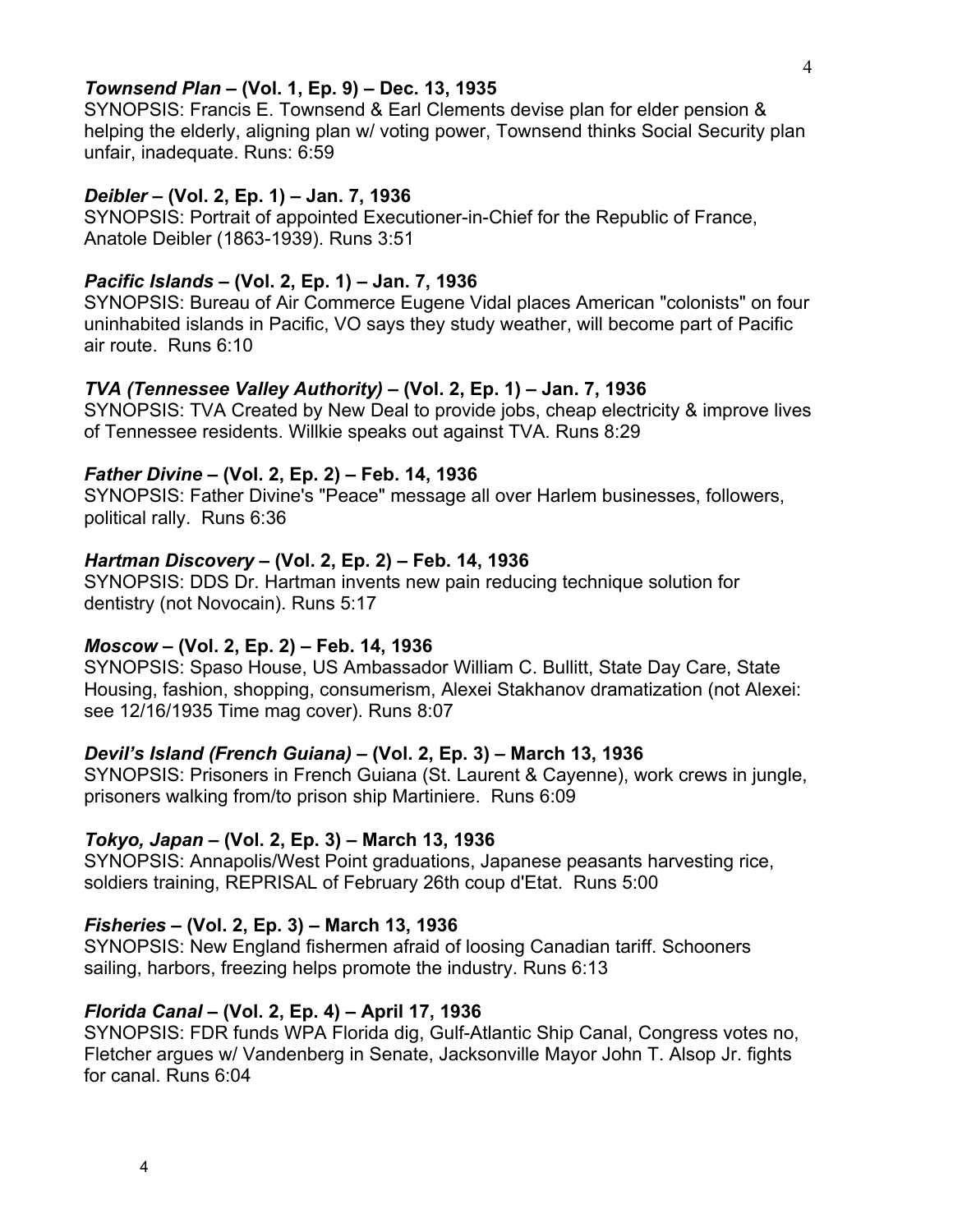***Townsend Plan* – (Vol. 1, Ep. 9) – Dec. 13, 1935**
SYNOPSIS: Francis E. Townsend & Earl Clements devise plan for elder pension & helping the elderly, aligning plan w/ voting power, Townsend thinks Social Security plan unfair, inadequate. Runs: 6:59

***Deibler* – (Vol. 2, Ep. 1) – Jan. 7, 1936**
SYNOPSIS: Portrait of appointed Executioner-in-Chief for the Republic of France, Anatole Deibler (1863-1939). Runs 3:51

***Pacific Islands* – (Vol. 2, Ep. 1) – Jan. 7, 1936**
SYNOPSIS: Bureau of Air Commerce Eugene Vidal places American "colonists" on four uninhabited islands in Pacific, VO says they study weather, will become part of Pacific air route. Runs 6:10

***TVA (Tennessee Valley Authority)* – (Vol. 2, Ep. 1) – Jan. 7, 1936**
SYNOPSIS: TVA Created by New Deal to provide jobs, cheap electricity & improve lives of Tennessee residents. Willkie speaks out against TVA. Runs 8:29

***Father Divine* – (Vol. 2, Ep. 2) – Feb. 14, 1936**
SYNOPSIS: Father Divine's "Peace" message all over Harlem businesses, followers, political rally. Runs 6:36

***Hartman Discovery* – (Vol. 2, Ep. 2) – Feb. 14, 1936**
SYNOPSIS: DDS Dr. Hartman invents new pain reducing technique solution for dentistry (not Novocain). Runs 5:17

***Moscow* – (Vol. 2, Ep. 2) – Feb. 14, 1936**
SYNOPSIS: Spaso House, US Ambassador William C. Bullitt, State Day Care, State Housing, fashion, shopping, consumerism, Alexei Stakhanov dramatization (not Alexei: see 12/16/1935 Time mag cover). Runs 8:07

***Devil's Island (French Guiana)* – (Vol. 2, Ep. 3) – March 13, 1936**
SYNOPSIS: Prisoners in French Guiana (St. Laurent & Cayenne), work crews in jungle, prisoners walking from/to prison ship Martiniere. Runs 6:09

***Tokyo, Japan* – (Vol. 2, Ep. 3) – March 13, 1936**
SYNOPSIS: Annapolis/West Point graduations, Japanese peasants harvesting rice, soldiers training, REPRISAL of February 26th coup d'Etat. Runs 5:00

***Fisheries* – (Vol. 2, Ep. 3) – March 13, 1936**
SYNOPSIS: New England fishermen afraid of loosing Canadian tariff. Schooners sailing, harbors, freezing helps promote the industry. Runs 6:13

***Florida Canal* – (Vol. 2, Ep. 4) – April 17, 1936**
SYNOPSIS: FDR funds WPA Florida dig, Gulf-Atlantic Ship Canal, Congress votes no, Fletcher argues w/ Vandenberg in Senate, Jacksonville Mayor John T. Alsop Jr. fights for canal. Runs 6:04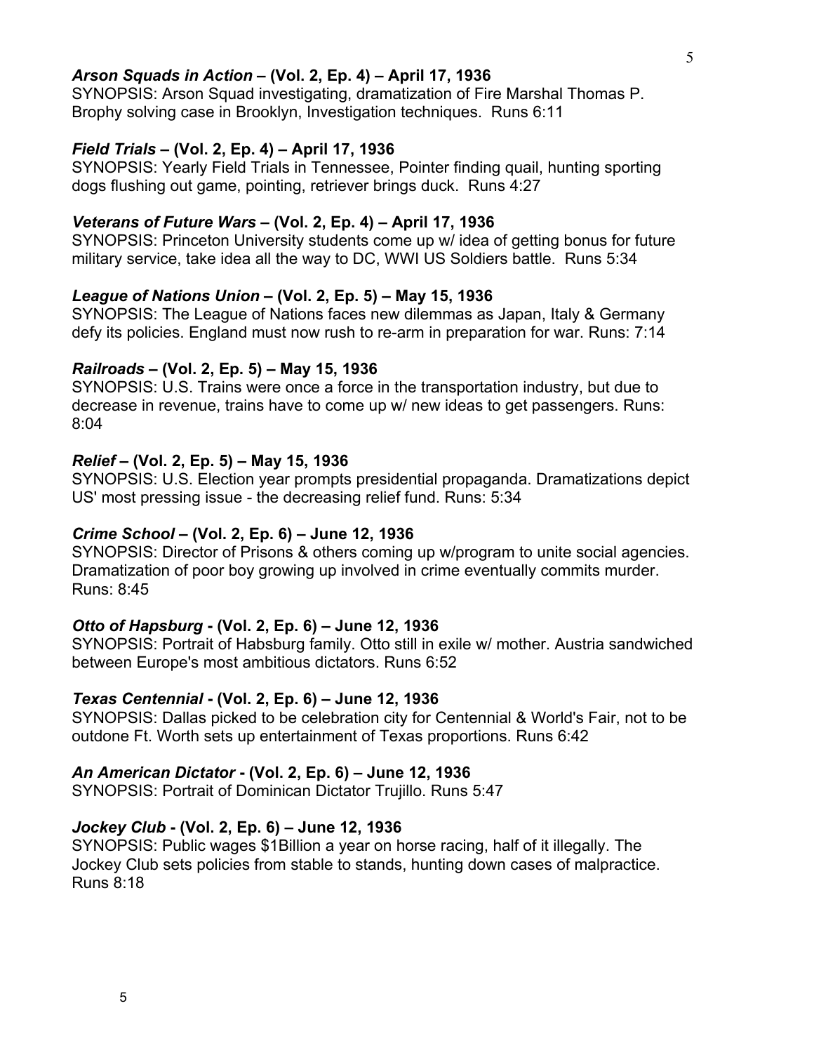***Arson Squads in Action* – (Vol. 2, Ep. 4) – April 17, 1936**
SYNOPSIS: Arson Squad investigating, dramatization of Fire Marshal Thomas P. Brophy solving case in Brooklyn, Investigation techniques. Runs 6:11

***Field Trials* – (Vol. 2, Ep. 4) – April 17, 1936**
SYNOPSIS: Yearly Field Trials in Tennessee, Pointer finding quail, hunting sporting dogs flushing out game, pointing, retriever brings duck. Runs 4:27

***Veterans of Future Wars* – (Vol. 2, Ep. 4) – April 17, 1936**
SYNOPSIS: Princeton University students come up w/ idea of getting bonus for future military service, take idea all the way to DC, WWI US Soldiers battle. Runs 5:34

***League of Nations Union* – (Vol. 2, Ep. 5) – May 15, 1936**
SYNOPSIS: The League of Nations faces new dilemmas as Japan, Italy & Germany defy its policies. England must now rush to re-arm in preparation for war. Runs: 7:14

***Railroads* – (Vol. 2, Ep. 5) – May 15, 1936**
SYNOPSIS: U.S. Trains were once a force in the transportation industry, but due to decrease in revenue, trains have to come up w/ new ideas to get passengers. Runs: 8:04

***Relief* – (Vol. 2, Ep. 5) – May 15, 1936**
SYNOPSIS: U.S. Election year prompts presidential propaganda. Dramatizations depict US' most pressing issue - the decreasing relief fund. Runs: 5:34

***Crime School* – (Vol. 2, Ep. 6) – June 12, 1936**
SYNOPSIS: Director of Prisons & others coming up w/program to unite social agencies. Dramatization of poor boy growing up involved in crime eventually commits murder. Runs: 8:45

***Otto of Hapsburg* - (Vol. 2, Ep. 6) – June 12, 1936**
SYNOPSIS: Portrait of Habsburg family. Otto still in exile w/ mother. Austria sandwiched between Europe's most ambitious dictators. Runs 6:52

***Texas Centennial* - (Vol. 2, Ep. 6) – June 12, 1936**
SYNOPSIS: Dallas picked to be celebration city for Centennial & World's Fair, not to be outdone Ft. Worth sets up entertainment of Texas proportions. Runs 6:42

***An American Dictator* - (Vol. 2, Ep. 6) – June 12, 1936**
SYNOPSIS: Portrait of Dominican Dictator Trujillo. Runs 5:47

***Jockey Club* - (Vol. 2, Ep. 6) – June 12, 1936**
SYNOPSIS: Public wages $1Billion a year on horse racing, half of it illegally. The Jockey Club sets policies from stable to stands, hunting down cases of malpractice. Runs 8:18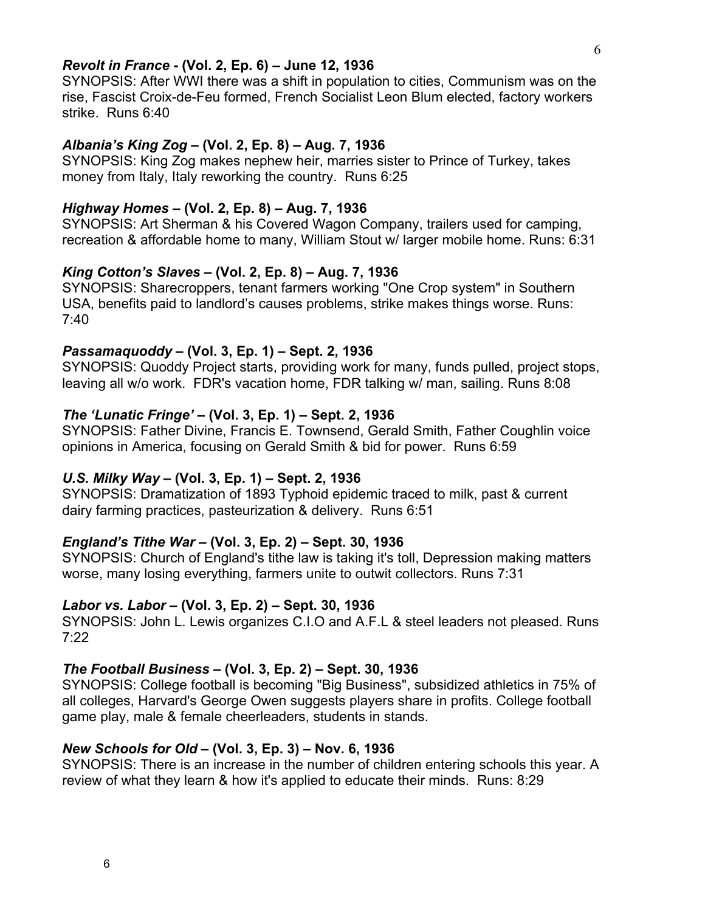***Revolt in France* - (Vol. 2, Ep. 6) – June 12, 1936**
SYNOPSIS: After WWI there was a shift in population to cities, Communism was on the rise, Fascist Croix-de-Feu formed, French Socialist Leon Blum elected, factory workers strike. Runs 6:40

***Albania's King Zog* – (Vol. 2, Ep. 8) – Aug. 7, 1936**
SYNOPSIS: King Zog makes nephew heir, marries sister to Prince of Turkey, takes money from Italy, Italy reworking the country. Runs 6:25

***Highway Homes* – (Vol. 2, Ep. 8) – Aug. 7, 1936**
SYNOPSIS: Art Sherman & his Covered Wagon Company, trailers used for camping, recreation & affordable home to many, William Stout w/ larger mobile home. Runs: 6:31

***King Cotton's Slaves* – (Vol. 2, Ep. 8) – Aug. 7, 1936**
SYNOPSIS: Sharecroppers, tenant farmers working "One Crop system" in Southern USA, benefits paid to landlord's causes problems, strike makes things worse. Runs: 7:40

***Passamaquoddy* – (Vol. 3, Ep. 1) – Sept. 2, 1936**
SYNOPSIS: Quoddy Project starts, providing work for many, funds pulled, project stops, leaving all w/o work. FDR's vacation home, FDR talking w/ man, sailing. Runs 8:08

***The 'Lunatic Fringe'* – (Vol. 3, Ep. 1) – Sept. 2, 1936**
SYNOPSIS: Father Divine, Francis E. Townsend, Gerald Smith, Father Coughlin voice opinions in America, focusing on Gerald Smith & bid for power. Runs 6:59

***U.S. Milky Way* – (Vol. 3, Ep. 1) – Sept. 2, 1936**
SYNOPSIS: Dramatization of 1893 Typhoid epidemic traced to milk, past & current dairy farming practices, pasteurization & delivery. Runs 6:51

***England's Tithe War* – (Vol. 3, Ep. 2) – Sept. 30, 1936**
SYNOPSIS: Church of England's tithe law is taking it's toll, Depression making matters worse, many losing everything, farmers unite to outwit collectors. Runs 7:31

***Labor vs. Labor* – (Vol. 3, Ep. 2) – Sept. 30, 1936**
SYNOPSIS: John L. Lewis organizes C.I.O and A.F.L & steel leaders not pleased. Runs 7:22

***The Football Business* – (Vol. 3, Ep. 2) – Sept. 30, 1936**
SYNOPSIS: College football is becoming "Big Business", subsidized athletics in 75% of all colleges, Harvard's George Owen suggests players share in profits. College football game play, male & female cheerleaders, students in stands.

***New Schools for Old* – (Vol. 3, Ep. 3) – Nov. 6, 1936**
SYNOPSIS: There is an increase in the number of children entering schools this year. A review of what they learn & how it's applied to educate their minds. Runs: 8:29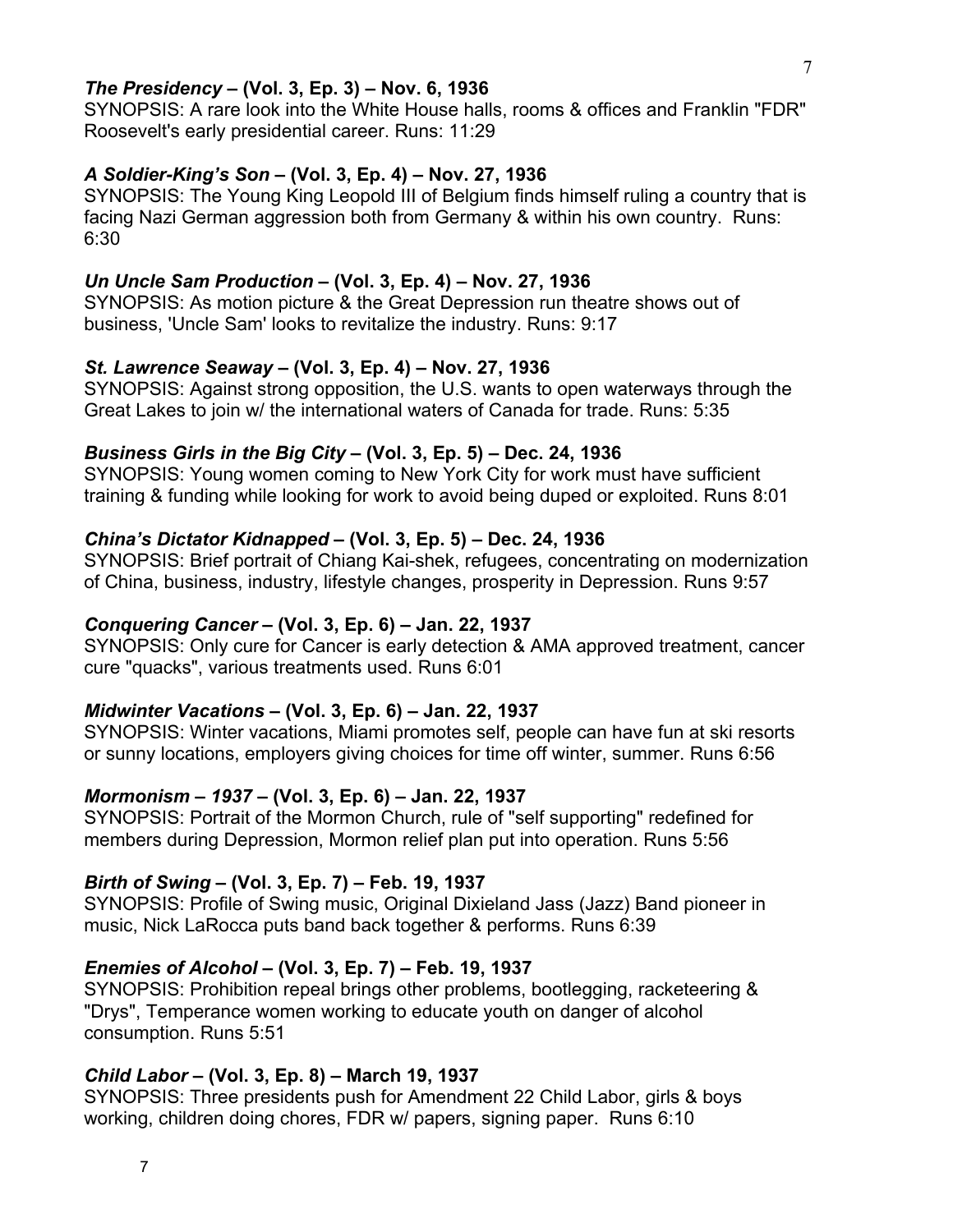***The Presidency* – (Vol. 3, Ep. 3) – Nov. 6, 1936**
SYNOPSIS: A rare look into the White House halls, rooms & offices and Franklin "FDR" Roosevelt's early presidential career. Runs: 11:29

***A Soldier-King's Son* – (Vol. 3, Ep. 4) – Nov. 27, 1936**
SYNOPSIS: The Young King Leopold III of Belgium finds himself ruling a country that is facing Nazi German aggression both from Germany & within his own country. Runs: 6:30

***Un Uncle Sam Production* – (Vol. 3, Ep. 4) – Nov. 27, 1936**
SYNOPSIS: As motion picture & the Great Depression run theatre shows out of business, 'Uncle Sam' looks to revitalize the industry. Runs: 9:17

***St. Lawrence Seaway* – (Vol. 3, Ep. 4) – Nov. 27, 1936**
SYNOPSIS: Against strong opposition, the U.S. wants to open waterways through the Great Lakes to join w/ the international waters of Canada for trade. Runs: 5:35

***Business Girls in the Big City* – (Vol. 3, Ep. 5) – Dec. 24, 1936**
SYNOPSIS: Young women coming to New York City for work must have sufficient training & funding while looking for work to avoid being duped or exploited. Runs 8:01

***China's Dictator Kidnapped* – (Vol. 3, Ep. 5) – Dec. 24, 1936**
SYNOPSIS: Brief portrait of Chiang Kai-shek, refugees, concentrating on modernization of China, business, industry, lifestyle changes, prosperity in Depression. Runs 9:57

***Conquering Cancer* – (Vol. 3, Ep. 6) – Jan. 22, 1937**
SYNOPSIS: Only cure for Cancer is early detection & AMA approved treatment, cancer cure "quacks", various treatments used. Runs 6:01

***Midwinter Vacations* – (Vol. 3, Ep. 6) – Jan. 22, 1937**
SYNOPSIS: Winter vacations, Miami promotes self, people can have fun at ski resorts or sunny locations, employers giving choices for time off winter, summer. Runs 6:56

***Mormonism – 1937* – (Vol. 3, Ep. 6) – Jan. 22, 1937**
SYNOPSIS: Portrait of the Mormon Church, rule of "self supporting" redefined for members during Depression, Mormon relief plan put into operation. Runs 5:56

***Birth of Swing* – (Vol. 3, Ep. 7) – Feb. 19, 1937**
SYNOPSIS: Profile of Swing music, Original Dixieland Jass (Jazz) Band pioneer in music, Nick LaRocca puts band back together & performs. Runs 6:39

***Enemies of Alcohol* – (Vol. 3, Ep. 7) – Feb. 19, 1937**
SYNOPSIS: Prohibition repeal brings other problems, bootlegging, racketeering & "Drys", Temperance women working to educate youth on danger of alcohol consumption. Runs 5:51

***Child Labor* – (Vol. 3, Ep. 8) – March 19, 1937**
SYNOPSIS: Three presidents push for Amendment 22 Child Labor, girls & boys working, children doing chores, FDR w/ papers, signing paper. Runs 6:10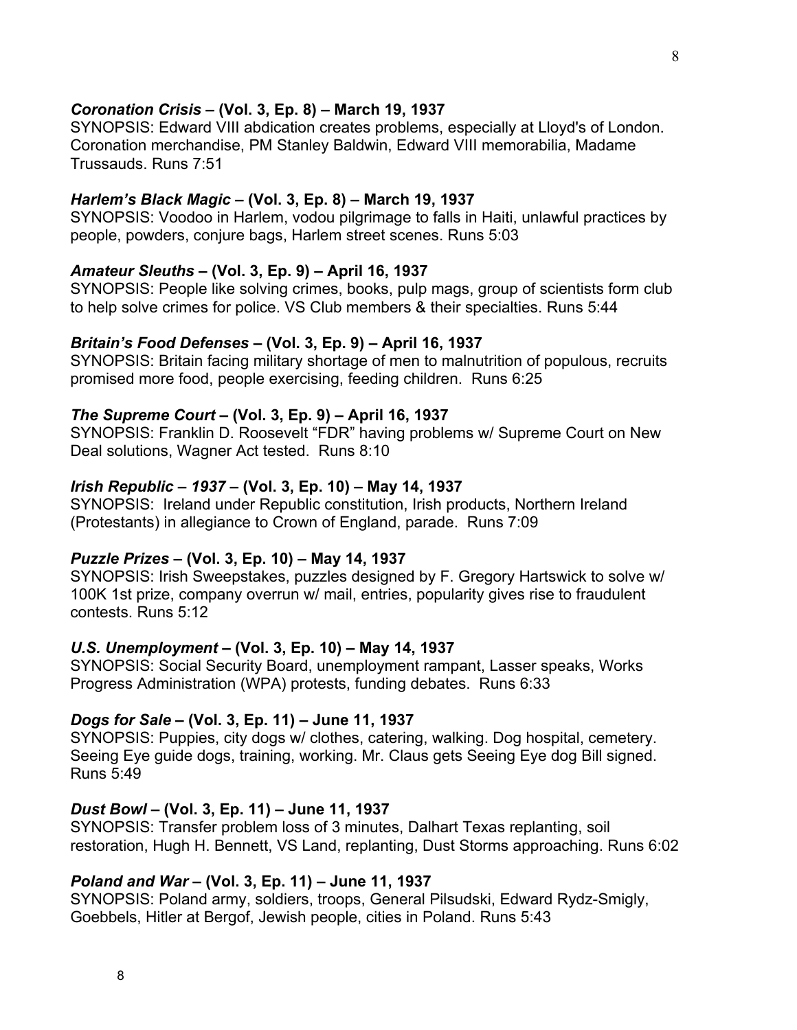***Coronation Crisis* – (Vol. 3, Ep. 8) – March 19, 1937**
SYNOPSIS: Edward VIII abdication creates problems, especially at Lloyd's of London. Coronation merchandise, PM Stanley Baldwin, Edward VIII memorabilia, Madame Trussauds. Runs 7:51

***Harlem's Black Magic* – (Vol. 3, Ep. 8) – March 19, 1937**
SYNOPSIS: Voodoo in Harlem, vodou pilgrimage to falls in Haiti, unlawful practices by people, powders, conjure bags, Harlem street scenes. Runs 5:03

***Amateur Sleuths* – (Vol. 3, Ep. 9) – April 16, 1937**
SYNOPSIS: People like solving crimes, books, pulp mags, group of scientists form club to help solve crimes for police. VS Club members & their specialties. Runs 5:44

***Britain's Food Defenses* – (Vol. 3, Ep. 9) – April 16, 1937**
SYNOPSIS: Britain facing military shortage of men to malnutrition of populous, recruits promised more food, people exercising, feeding children. Runs 6:25

***The Supreme Court* – (Vol. 3, Ep. 9) – April 16, 1937**
SYNOPSIS: Franklin D. Roosevelt "FDR" having problems w/ Supreme Court on New Deal solutions, Wagner Act tested. Runs 8:10

***Irish Republic – 1937* – (Vol. 3, Ep. 10) – May 14, 1937**
SYNOPSIS: Ireland under Republic constitution, Irish products, Northern Ireland (Protestants) in allegiance to Crown of England, parade. Runs 7:09

***Puzzle Prizes* – (Vol. 3, Ep. 10) – May 14, 1937**
SYNOPSIS: Irish Sweepstakes, puzzles designed by F. Gregory Hartswick to solve w/ 100K 1st prize, company overrun w/ mail, entries, popularity gives rise to fraudulent contests. Runs 5:12

***U.S. Unemployment* – (Vol. 3, Ep. 10) – May 14, 1937**
SYNOPSIS: Social Security Board, unemployment rampant, Lasser speaks, Works Progress Administration (WPA) protests, funding debates. Runs 6:33

***Dogs for Sale* – (Vol. 3, Ep. 11) – June 11, 1937**
SYNOPSIS: Puppies, city dogs w/ clothes, catering, walking. Dog hospital, cemetery. Seeing Eye guide dogs, training, working. Mr. Claus gets Seeing Eye dog Bill signed. Runs 5:49

***Dust Bowl* – (Vol. 3, Ep. 11) – June 11, 1937**
SYNOPSIS: Transfer problem loss of 3 minutes, Dalhart Texas replanting, soil restoration, Hugh H. Bennett, VS Land, replanting, Dust Storms approaching. Runs 6:02

***Poland and War* – (Vol. 3, Ep. 11) – June 11, 1937**
SYNOPSIS: Poland army, soldiers, troops, General Pilsudski, Edward Rydz-Smigly, Goebbels, Hitler at Bergof, Jewish people, cities in Poland. Runs 5:43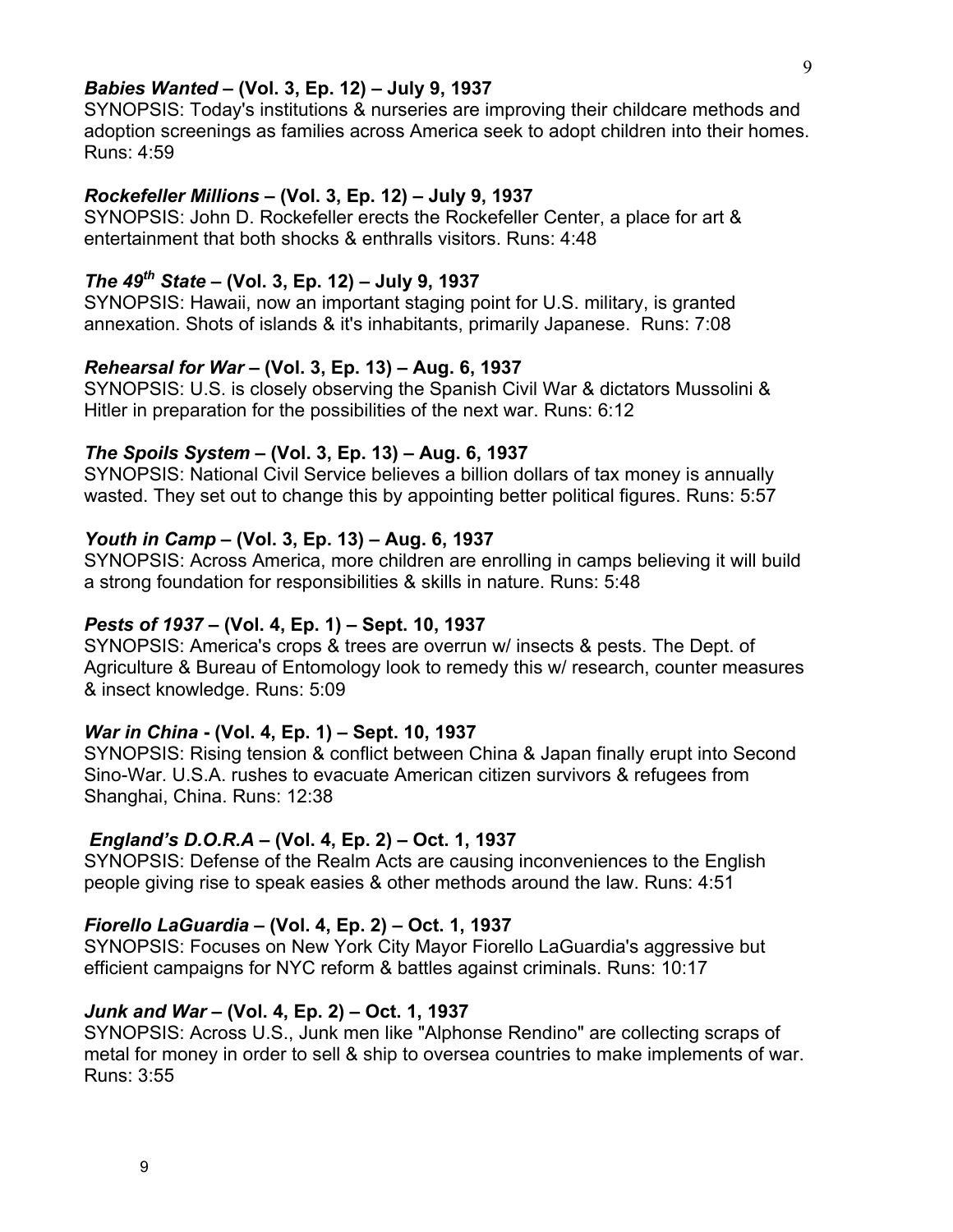***Babies Wanted* – (Vol. 3, Ep. 12) – July 9, 1937**
SYNOPSIS: Today's institutions & nurseries are improving their childcare methods and adoption screenings as families across America seek to adopt children into their homes. Runs: 4:59

***Rockefeller Millions* – (Vol. 3, Ep. 12) – July 9, 1937**
SYNOPSIS: John D. Rockefeller erects the Rockefeller Center, a place for art & entertainment that both shocks & enthralls visitors. Runs: 4:48

***The 49th State* – (Vol. 3, Ep. 12) – July 9, 1937**
SYNOPSIS: Hawaii, now an important staging point for U.S. military, is granted annexation. Shots of islands & it's inhabitants, primarily Japanese. Runs: 7:08

***Rehearsal for War* – (Vol. 3, Ep. 13) – Aug. 6, 1937**
SYNOPSIS: U.S. is closely observing the Spanish Civil War & dictators Mussolini & Hitler in preparation for the possibilities of the next war. Runs: 6:12

***The Spoils System* – (Vol. 3, Ep. 13) – Aug. 6, 1937**
SYNOPSIS: National Civil Service believes a billion dollars of tax money is annually wasted. They set out to change this by appointing better political figures. Runs: 5:57

***Youth in Camp* – (Vol. 3, Ep. 13) – Aug. 6, 1937**
SYNOPSIS: Across America, more children are enrolling in camps believing it will build a strong foundation for responsibilities & skills in nature. Runs: 5:48

***Pests of 1937* – (Vol. 4, Ep. 1) – Sept. 10, 1937**
SYNOPSIS: America's crops & trees are overrun w/ insects & pests. The Dept. of Agriculture & Bureau of Entomology look to remedy this w/ research, counter measures & insect knowledge. Runs: 5:09

***War in China* - (Vol. 4, Ep. 1) – Sept. 10, 1937**
SYNOPSIS: Rising tension & conflict between China & Japan finally erupt into Second Sino-War. U.S.A. rushes to evacuate American citizen survivors & refugees from Shanghai, China. Runs: 12:38

***England's D.O.R.A* – (Vol. 4, Ep. 2) – Oct. 1, 1937**
SYNOPSIS: Defense of the Realm Acts are causing inconveniences to the English people giving rise to speak easies & other methods around the law. Runs: 4:51

***Fiorello LaGuardia* – (Vol. 4, Ep. 2) – Oct. 1, 1937**
SYNOPSIS: Focuses on New York City Mayor Fiorello LaGuardia's aggressive but efficient campaigns for NYC reform & battles against criminals. Runs: 10:17

***Junk and War* – (Vol. 4, Ep. 2) – Oct. 1, 1937**
SYNOPSIS: Across U.S., Junk men like "Alphonse Rendino" are collecting scraps of metal for money in order to sell & ship to oversea countries to make implements of war. Runs: 3:55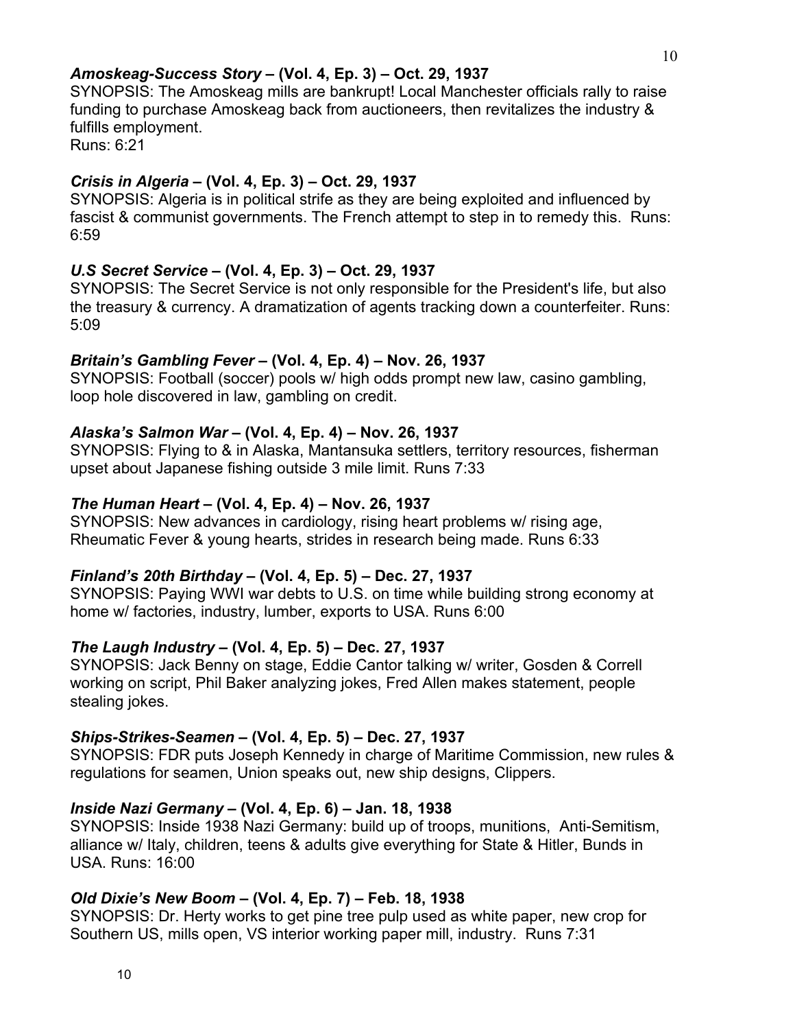***Amoskeag-Success Story* – (Vol. 4, Ep. 3) – Oct. 29, 1937**
SYNOPSIS: The Amoskeag mills are bankrupt! Local Manchester officials rally to raise funding to purchase Amoskeag back from auctioneers, then revitalizes the industry & fulfills employment.
Runs: 6:21

***Crisis in Algeria* – (Vol. 4, Ep. 3) – Oct. 29, 1937**
SYNOPSIS: Algeria is in political strife as they are being exploited and influenced by fascist & communist governments. The French attempt to step in to remedy this. Runs: 6:59

***U.S Secret Service* – (Vol. 4, Ep. 3) – Oct. 29, 1937**
SYNOPSIS: The Secret Service is not only responsible for the President's life, but also the treasury & currency. A dramatization of agents tracking down a counterfeiter. Runs: 5:09

***Britain's Gambling Fever* – (Vol. 4, Ep. 4) – Nov. 26, 1937**
SYNOPSIS: Football (soccer) pools w/ high odds prompt new law, casino gambling, loop hole discovered in law, gambling on credit.

***Alaska's Salmon War* – (Vol. 4, Ep. 4) – Nov. 26, 1937**
SYNOPSIS: Flying to & in Alaska, Mantansuka settlers, territory resources, fisherman upset about Japanese fishing outside 3 mile limit. Runs 7:33

***The Human Heart* – (Vol. 4, Ep. 4) – Nov. 26, 1937**
SYNOPSIS: New advances in cardiology, rising heart problems w/ rising age, Rheumatic Fever & young hearts, strides in research being made. Runs 6:33

***Finland's 20th Birthday* – (Vol. 4, Ep. 5) – Dec. 27, 1937**
SYNOPSIS: Paying WWI war debts to U.S. on time while building strong economy at home w/ factories, industry, lumber, exports to USA. Runs 6:00

***The Laugh Industry* – (Vol. 4, Ep. 5) – Dec. 27, 1937**
SYNOPSIS: Jack Benny on stage, Eddie Cantor talking w/ writer, Gosden & Correll working on script, Phil Baker analyzing jokes, Fred Allen makes statement, people stealing jokes.

***Ships-Strikes-Seamen* – (Vol. 4, Ep. 5) – Dec. 27, 1937**
SYNOPSIS: FDR puts Joseph Kennedy in charge of Maritime Commission, new rules & regulations for seamen, Union speaks out, new ship designs, Clippers.

***Inside Nazi Germany* – (Vol. 4, Ep. 6) – Jan. 18, 1938**
SYNOPSIS: Inside 1938 Nazi Germany: build up of troops, munitions, Anti-Semitism, alliance w/ Italy, children, teens & adults give everything for State & Hitler, Bunds in USA. Runs: 16:00

***Old Dixie's New Boom* – (Vol. 4, Ep. 7) – Feb. 18, 1938**
SYNOPSIS: Dr. Herty works to get pine tree pulp used as white paper, new crop for Southern US, mills open, VS interior working paper mill, industry. Runs 7:31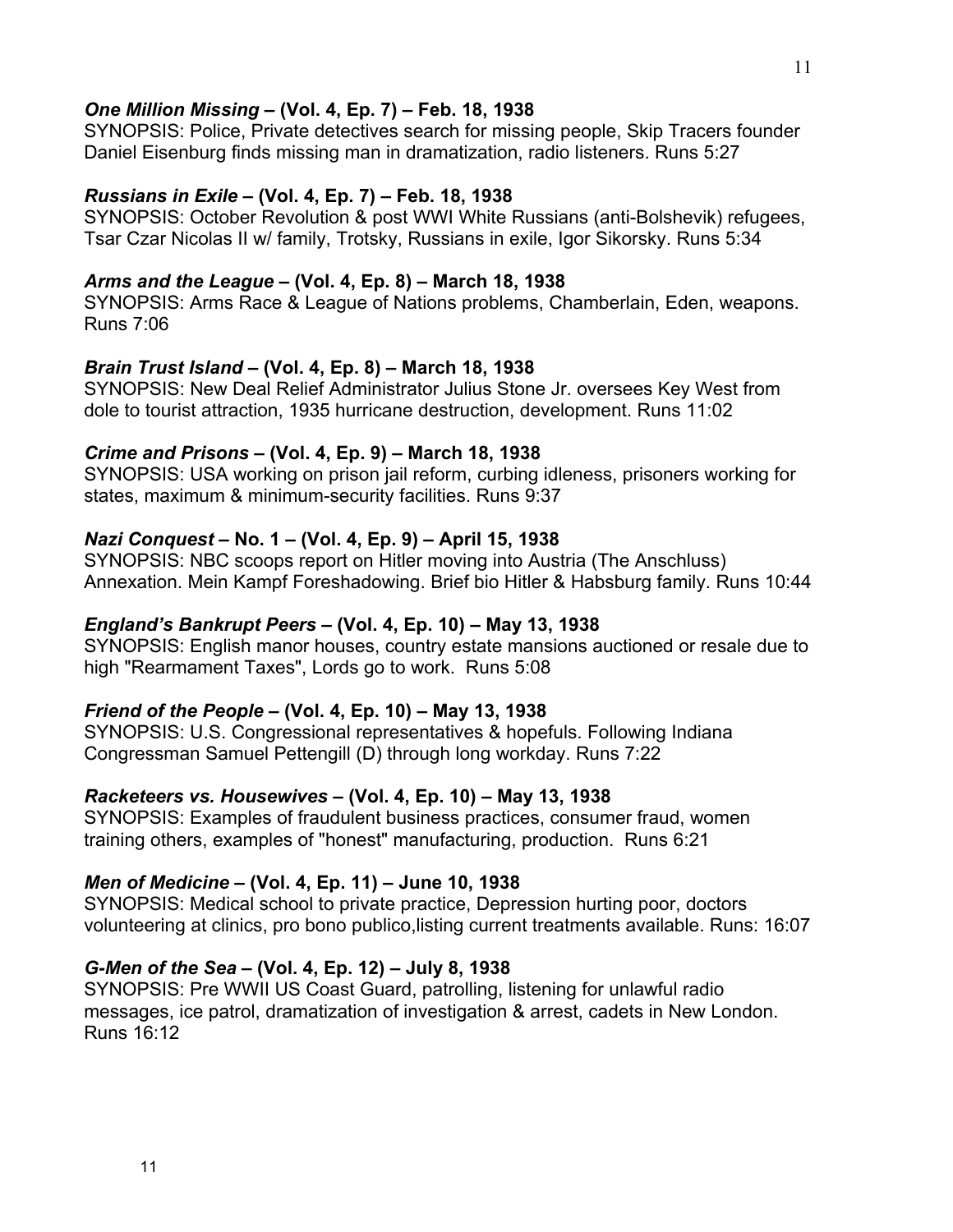***One Million Missing* – (Vol. 4, Ep. 7) – Feb. 18, 1938**
SYNOPSIS: Police, Private detectives search for missing people, Skip Tracers founder Daniel Eisenburg finds missing man in dramatization, radio listeners. Runs 5:27

***Russians in Exile* – (Vol. 4, Ep. 7) – Feb. 18, 1938**
SYNOPSIS: October Revolution & post WWI White Russians (anti-Bolshevik) refugees, Tsar Czar Nicolas II w/ family, Trotsky, Russians in exile, Igor Sikorsky. Runs 5:34

***Arms and the League* – (Vol. 4, Ep. 8) – March 18, 1938**
SYNOPSIS: Arms Race & League of Nations problems, Chamberlain, Eden, weapons. Runs 7:06

***Brain Trust Island* – (Vol. 4, Ep. 8) – March 18, 1938**
SYNOPSIS: New Deal Relief Administrator Julius Stone Jr. oversees Key West from dole to tourist attraction, 1935 hurricane destruction, development. Runs 11:02

***Crime and Prisons* – (Vol. 4, Ep. 9) – March 18, 1938**
SYNOPSIS: USA working on prison jail reform, curbing idleness, prisoners working for states, maximum & minimum-security facilities. Runs 9:37

***Nazi Conquest* – No. 1 – (Vol. 4, Ep. 9) – April 15, 1938**
SYNOPSIS: NBC scoops report on Hitler moving into Austria (The Anschluss) Annexation. Mein Kampf Foreshadowing. Brief bio Hitler & Habsburg family. Runs 10:44

***England's Bankrupt Peers* – (Vol. 4, Ep. 10) – May 13, 1938**
SYNOPSIS: English manor houses, country estate mansions auctioned or resale due to high "Rearmament Taxes", Lords go to work. Runs 5:08

***Friend of the People* – (Vol. 4, Ep. 10) – May 13, 1938**
SYNOPSIS: U.S. Congressional representatives & hopefuls. Following Indiana Congressman Samuel Pettengill (D) through long workday. Runs 7:22

***Racketeers vs. Housewives* – (Vol. 4, Ep. 10) – May 13, 1938**
SYNOPSIS: Examples of fraudulent business practices, consumer fraud, women training others, examples of "honest" manufacturing, production. Runs 6:21

***Men of Medicine* – (Vol. 4, Ep. 11) – June 10, 1938**
SYNOPSIS: Medical school to private practice, Depression hurting poor, doctors volunteering at clinics, pro bono publico,listing current treatments available. Runs: 16:07

***G-Men of the Sea* – (Vol. 4, Ep. 12) – July 8, 1938**
SYNOPSIS: Pre WWII US Coast Guard, patrolling, listening for unlawful radio messages, ice patrol, dramatization of investigation & arrest, cadets in New London. Runs 16:12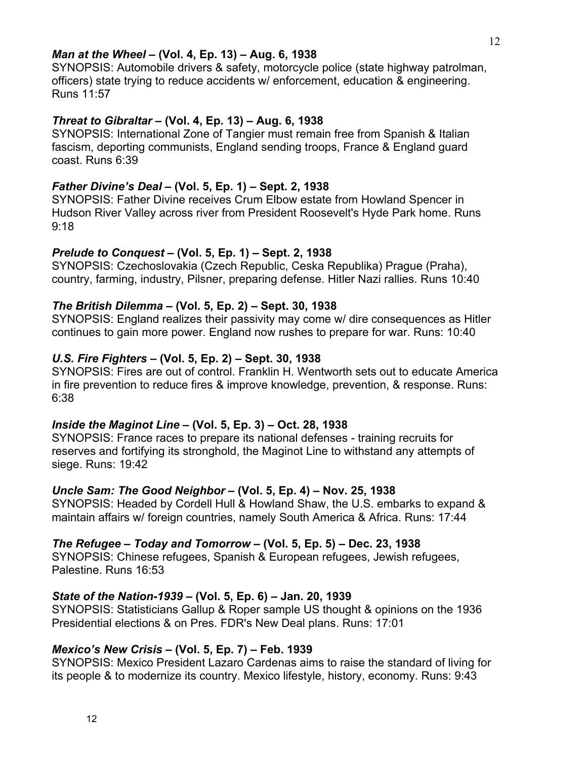***Man at the Wheel* – (Vol. 4, Ep. 13) – Aug. 6, 1938**
SYNOPSIS: Automobile drivers & safety, motorcycle police (state highway patrolman, officers) state trying to reduce accidents w/ enforcement, education & engineering. Runs 11:57

***Threat to Gibraltar* – (Vol. 4, Ep. 13) – Aug. 6, 1938**
SYNOPSIS: International Zone of Tangier must remain free from Spanish & Italian fascism, deporting communists, England sending troops, France & England guard coast. Runs 6:39

***Father Divine's Deal* – (Vol. 5, Ep. 1) – Sept. 2, 1938**
SYNOPSIS: Father Divine receives Crum Elbow estate from Howland Spencer in Hudson River Valley across river from President Roosevelt's Hyde Park home. Runs 9:18

***Prelude to Conquest* – (Vol. 5, Ep. 1) – Sept. 2, 1938**
SYNOPSIS: Czechoslovakia (Czech Republic, Ceska Republika) Prague (Praha), country, farming, industry, Pilsner, preparing defense. Hitler Nazi rallies. Runs 10:40

***The British Dilemma* – (Vol. 5, Ep. 2) – Sept. 30, 1938**
SYNOPSIS: England realizes their passivity may come w/ dire consequences as Hitler continues to gain more power. England now rushes to prepare for war. Runs: 10:40

***U.S. Fire Fighters* – (Vol. 5, Ep. 2) – Sept. 30, 1938**
SYNOPSIS: Fires are out of control. Franklin H. Wentworth sets out to educate America in fire prevention to reduce fires & improve knowledge, prevention, & response. Runs: 6:38

***Inside the Maginot Line* – (Vol. 5, Ep. 3) – Oct. 28, 1938**
SYNOPSIS: France races to prepare its national defenses - training recruits for reserves and fortifying its stronghold, the Maginot Line to withstand any attempts of siege. Runs: 19:42

***Uncle Sam: The Good Neighbor* – (Vol. 5, Ep. 4) – Nov. 25, 1938**
SYNOPSIS: Headed by Cordell Hull & Howland Shaw, the U.S. embarks to expand & maintain affairs w/ foreign countries, namely South America & Africa. Runs: 17:44

***The Refugee – Today and Tomorrow* – (Vol. 5, Ep. 5) – Dec. 23, 1938**
SYNOPSIS: Chinese refugees, Spanish & European refugees, Jewish refugees, Palestine. Runs 16:53

***State of the Nation-1939* – (Vol. 5, Ep. 6) – Jan. 20, 1939**
SYNOPSIS: Statisticians Gallup & Roper sample US thought & opinions on the 1936 Presidential elections & on Pres. FDR's New Deal plans. Runs: 17:01

***Mexico's New Crisis* – (Vol. 5, Ep. 7) – Feb. 1939**
SYNOPSIS: Mexico President Lazaro Cardenas aims to raise the standard of living for its people & to modernize its country. Mexico lifestyle, history, economy. Runs: 9:43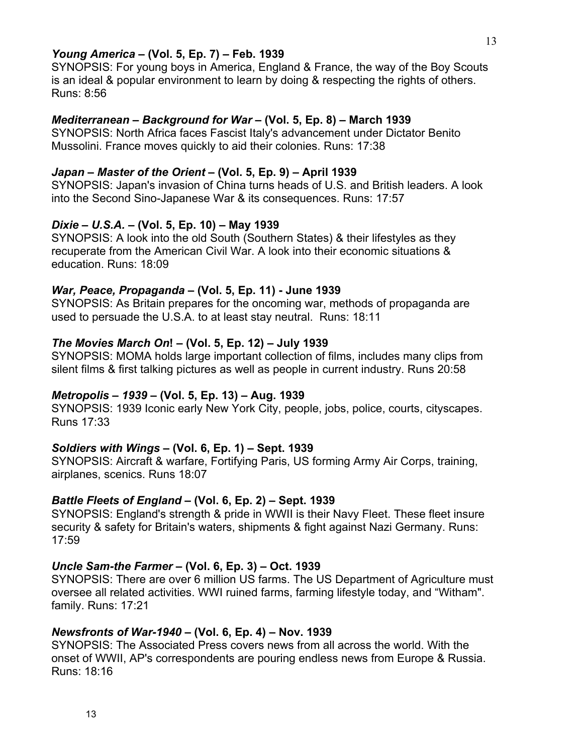***Young America* – (Vol. 5, Ep. 7) – Feb. 1939**
SYNOPSIS: For young boys in America, England & France, the way of the Boy Scouts is an ideal & popular environment to learn by doing & respecting the rights of others. Runs: 8:56

***Mediterranean – Background for War* – (Vol. 5, Ep. 8) – March 1939**
SYNOPSIS: North Africa faces Fascist Italy's advancement under Dictator Benito Mussolini. France moves quickly to aid their colonies. Runs: 17:38

***Japan – Master of the Orient* – (Vol. 5, Ep. 9) – April 1939**
SYNOPSIS: Japan's invasion of China turns heads of U.S. and British leaders. A look into the Second Sino-Japanese War & its consequences. Runs: 17:57

***Dixie – U.S.A.* – (Vol. 5, Ep. 10) – May 1939**
SYNOPSIS: A look into the old South (Southern States) & their lifestyles as they recuperate from the American Civil War. A look into their economic situations & education. Runs: 18:09

***War, Peace, Propaganda* – (Vol. 5, Ep. 11) - June 1939**
SYNOPSIS: As Britain prepares for the oncoming war, methods of propaganda are used to persuade the U.S.A. to at least stay neutral. Runs: 18:11

***The Movies March On*! – (Vol. 5, Ep. 12) – July 1939**
SYNOPSIS: MOMA holds large important collection of films, includes many clips from silent films & first talking pictures as well as people in current industry. Runs 20:58

***Metropolis – 1939* – (Vol. 5, Ep. 13) – Aug. 1939**
SYNOPSIS: 1939 Iconic early New York City, people, jobs, police, courts, cityscapes. Runs 17:33

***Soldiers with Wings* – (Vol. 6, Ep. 1) – Sept. 1939**
SYNOPSIS: Aircraft & warfare, Fortifying Paris, US forming Army Air Corps, training, airplanes, scenics. Runs 18:07

***Battle Fleets of England* – (Vol. 6, Ep. 2) – Sept. 1939**
SYNOPSIS: England's strength & pride in WWII is their Navy Fleet. These fleet insure security & safety for Britain's waters, shipments & fight against Nazi Germany. Runs: 17:59

***Uncle Sam-the Farmer* – (Vol. 6, Ep. 3) – Oct. 1939**
SYNOPSIS: There are over 6 million US farms. The US Department of Agriculture must oversee all related activities. WWI ruined farms, farming lifestyle today, and "Witham". family. Runs: 17:21

***Newsfronts of War-1940* – (Vol. 6, Ep. 4) – Nov. 1939**
SYNOPSIS: The Associated Press covers news from all across the world. With the onset of WWII, AP's correspondents are pouring endless news from Europe & Russia. Runs: 18:16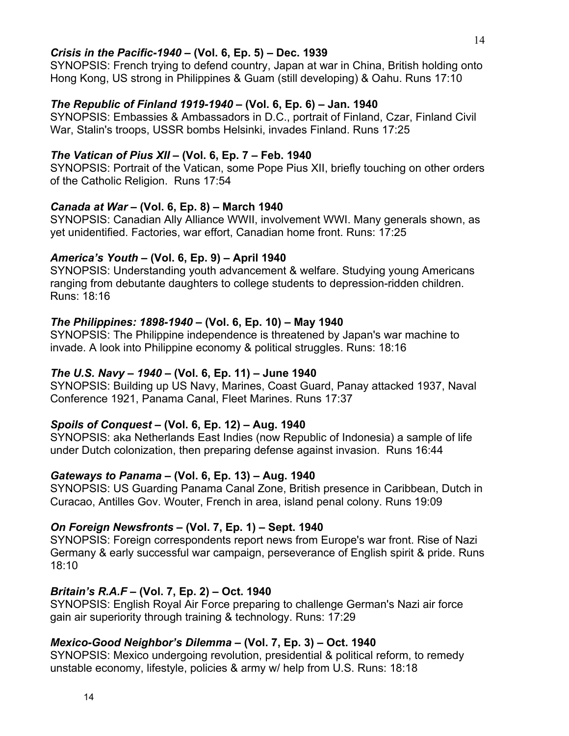***Crisis in the Pacific-1940* – (Vol. 6, Ep. 5) – Dec. 1939**
SYNOPSIS: French trying to defend country, Japan at war in China, British holding onto Hong Kong, US strong in Philippines & Guam (still developing) & Oahu. Runs 17:10

***The Republic of Finland 1919-1940* – (Vol. 6, Ep. 6) – Jan. 1940**
SYNOPSIS: Embassies & Ambassadors in D.C., portrait of Finland, Czar, Finland Civil War, Stalin's troops, USSR bombs Helsinki, invades Finland. Runs 17:25

***The Vatican of Pius XII* – (Vol. 6, Ep. 7 – Feb. 1940**
SYNOPSIS: Portrait of the Vatican, some Pope Pius XII, briefly touching on other orders of the Catholic Religion. Runs 17:54

***Canada at War* – (Vol. 6, Ep. 8) – March 1940**
SYNOPSIS: Canadian Ally Alliance WWII, involvement WWI. Many generals shown, as yet unidentified. Factories, war effort, Canadian home front. Runs: 17:25

***America's Youth* – (Vol. 6, Ep. 9) – April 1940**
SYNOPSIS: Understanding youth advancement & welfare. Studying young Americans ranging from debutante daughters to college students to depression-ridden children. Runs: 18:16

***The Philippines: 1898-1940* – (Vol. 6, Ep. 10) – May 1940**
SYNOPSIS: The Philippine independence is threatened by Japan's war machine to invade. A look into Philippine economy & political struggles. Runs: 18:16

***The U.S. Navy – 1940* – (Vol. 6, Ep. 11) – June 1940**
SYNOPSIS: Building up US Navy, Marines, Coast Guard, Panay attacked 1937, Naval Conference 1921, Panama Canal, Fleet Marines. Runs 17:37

***Spoils of Conquest* – (Vol. 6, Ep. 12) – Aug. 1940**
SYNOPSIS: aka Netherlands East Indies (now Republic of Indonesia) a sample of life under Dutch colonization, then preparing defense against invasion. Runs 16:44

***Gateways to Panama* – (Vol. 6, Ep. 13) – Aug. 1940**
SYNOPSIS: US Guarding Panama Canal Zone, British presence in Caribbean, Dutch in Curacao, Antilles Gov. Wouter, French in area, island penal colony. Runs 19:09

***On Foreign Newsfronts* – (Vol. 7, Ep. 1) – Sept. 1940**
SYNOPSIS: Foreign correspondents report news from Europe's war front. Rise of Nazi Germany & early successful war campaign, perseverance of English spirit & pride. Runs 18:10

***Britain's R.A.F* – (Vol. 7, Ep. 2) – Oct. 1940**
SYNOPSIS: English Royal Air Force preparing to challenge German's Nazi air force gain air superiority through training & technology. Runs: 17:29

***Mexico-Good Neighbor's Dilemma* – (Vol. 7, Ep. 3) – Oct. 1940**
SYNOPSIS: Mexico undergoing revolution, presidential & political reform, to remedy unstable economy, lifestyle, policies & army w/ help from U.S. Runs: 18:18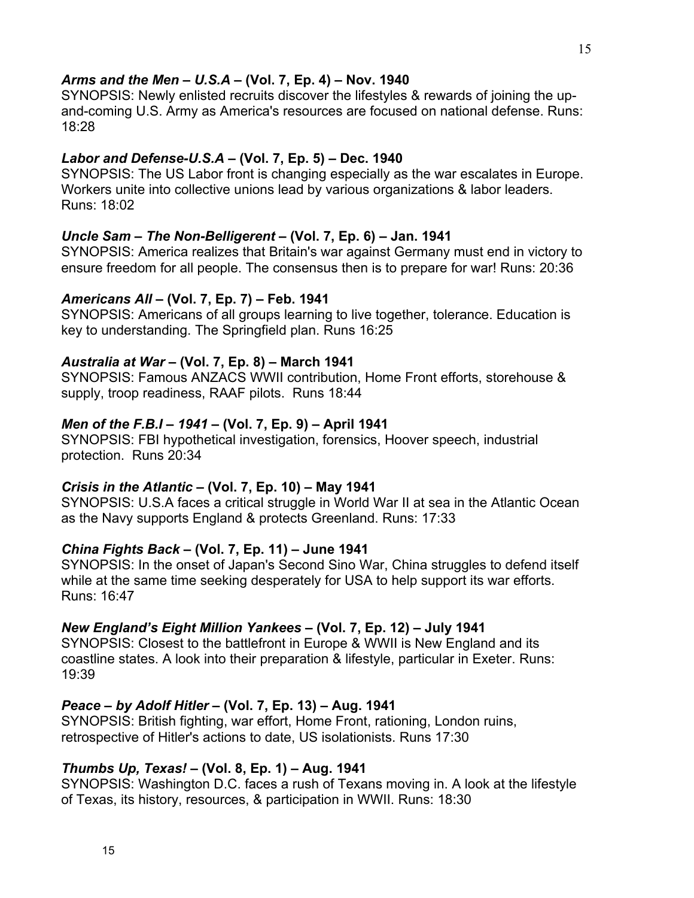***Arms and the Men – U.S.A* – (Vol. 7, Ep. 4) – Nov. 1940**

SYNOPSIS: Newly enlisted recruits discover the lifestyles & rewards of joining the up-and-coming U.S. Army as America's resources are focused on national defense. Runs: 18:28

***Labor and Defense-U.S.A* – (Vol. 7, Ep. 5) – Dec. 1940**

SYNOPSIS: The US Labor front is changing especially as the war escalates in Europe. Workers unite into collective unions lead by various organizations & labor leaders. Runs: 18:02

***Uncle Sam – The Non-Belligerent* – (Vol. 7, Ep. 6) – Jan. 1941**

SYNOPSIS: America realizes that Britain's war against Germany must end in victory to ensure freedom for all people. The consensus then is to prepare for war! Runs: 20:36

***Americans All* – (Vol. 7, Ep. 7) – Feb. 1941**

SYNOPSIS: Americans of all groups learning to live together, tolerance. Education is key to understanding. The Springfield plan. Runs 16:25

***Australia at War* – (Vol. 7, Ep. 8) – March 1941**

SYNOPSIS: Famous ANZACS WWII contribution, Home Front efforts, storehouse & supply, troop readiness, RAAF pilots. Runs 18:44

***Men of the F.B.I – 1941* – (Vol. 7, Ep. 9) – April 1941**

SYNOPSIS: FBI hypothetical investigation, forensics, Hoover speech, industrial protection. Runs 20:34

***Crisis in the Atlantic* – (Vol. 7, Ep. 10) – May 1941**

SYNOPSIS: U.S.A faces a critical struggle in World War II at sea in the Atlantic Ocean as the Navy supports England & protects Greenland. Runs: 17:33

***China Fights Back* – (Vol. 7, Ep. 11) – June 1941**

SYNOPSIS: In the onset of Japan's Second Sino War, China struggles to defend itself while at the same time seeking desperately for USA to help support its war efforts. Runs: 16:47

***New England's Eight Million Yankees* – (Vol. 7, Ep. 12) – July 1941**

SYNOPSIS: Closest to the battlefront in Europe & WWII is New England and its coastline states. A look into their preparation & lifestyle, particular in Exeter. Runs: 19:39

***Peace – by Adolf Hitler* – (Vol. 7, Ep. 13) – Aug. 1941**

SYNOPSIS: British fighting, war effort, Home Front, rationing, London ruins, retrospective of Hitler's actions to date, US isolationists. Runs 17:30

***Thumbs Up, Texas!* – (Vol. 8, Ep. 1) – Aug. 1941**

SYNOPSIS: Washington D.C. faces a rush of Texans moving in. A look at the lifestyle of Texas, its history, resources, & participation in WWII. Runs: 18:30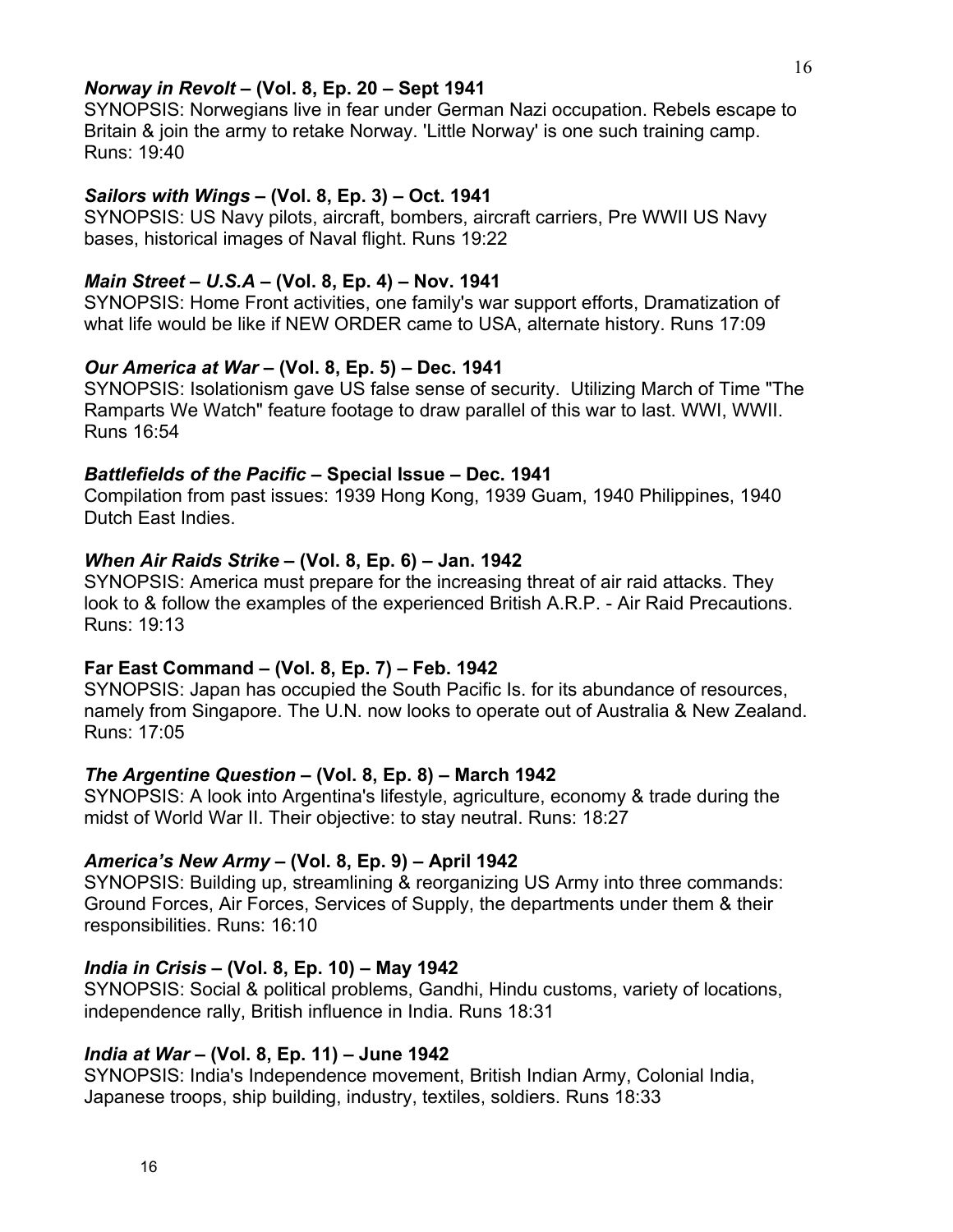***Norway in Revolt* – (Vol. 8, Ep. 20 – Sept 1941**
SYNOPSIS: Norwegians live in fear under German Nazi occupation. Rebels escape to Britain & join the army to retake Norway. 'Little Norway' is one such training camp. Runs: 19:40

***Sailors with Wings* – (Vol. 8, Ep. 3) – Oct. 1941**
SYNOPSIS: US Navy pilots, aircraft, bombers, aircraft carriers, Pre WWII US Navy bases, historical images of Naval flight. Runs 19:22

***Main Street – U.S.A* – (Vol. 8, Ep. 4) – Nov. 1941**
SYNOPSIS: Home Front activities, one family's war support efforts, Dramatization of what life would be like if NEW ORDER came to USA, alternate history. Runs 17:09

***Our America at War* – (Vol. 8, Ep. 5) – Dec. 1941**
SYNOPSIS: Isolationism gave US false sense of security. Utilizing March of Time "The Ramparts We Watch" feature footage to draw parallel of this war to last. WWI, WWII. Runs 16:54

***Battlefields of the Pacific* – Special Issue – Dec. 1941**
Compilation from past issues: 1939 Hong Kong, 1939 Guam, 1940 Philippines, 1940 Dutch East Indies.

***When Air Raids Strike* – (Vol. 8, Ep. 6) – Jan. 1942**
SYNOPSIS: America must prepare for the increasing threat of air raid attacks. They look to & follow the examples of the experienced British A.R.P. - Air Raid Precautions. Runs: 19:13

**Far East Command – (Vol. 8, Ep. 7) – Feb. 1942**
SYNOPSIS: Japan has occupied the South Pacific Is. for its abundance of resources, namely from Singapore. The U.N. now looks to operate out of Australia & New Zealand. Runs: 17:05

***The Argentine Question* – (Vol. 8, Ep. 8) – March 1942**
SYNOPSIS: A look into Argentina's lifestyle, agriculture, economy & trade during the midst of World War II. Their objective: to stay neutral. Runs: 18:27

***America's New Army* – (Vol. 8, Ep. 9) – April 1942**
SYNOPSIS: Building up, streamlining & reorganizing US Army into three commands: Ground Forces, Air Forces, Services of Supply, the departments under them & their responsibilities. Runs: 16:10

***India in Crisis* – (Vol. 8, Ep. 10) – May 1942**
SYNOPSIS: Social & political problems, Gandhi, Hindu customs, variety of locations, independence rally, British influence in India. Runs 18:31

***India at War* – (Vol. 8, Ep. 11) – June 1942**
SYNOPSIS: India's Independence movement, British Indian Army, Colonial India, Japanese troops, ship building, industry, textiles, soldiers. Runs 18:33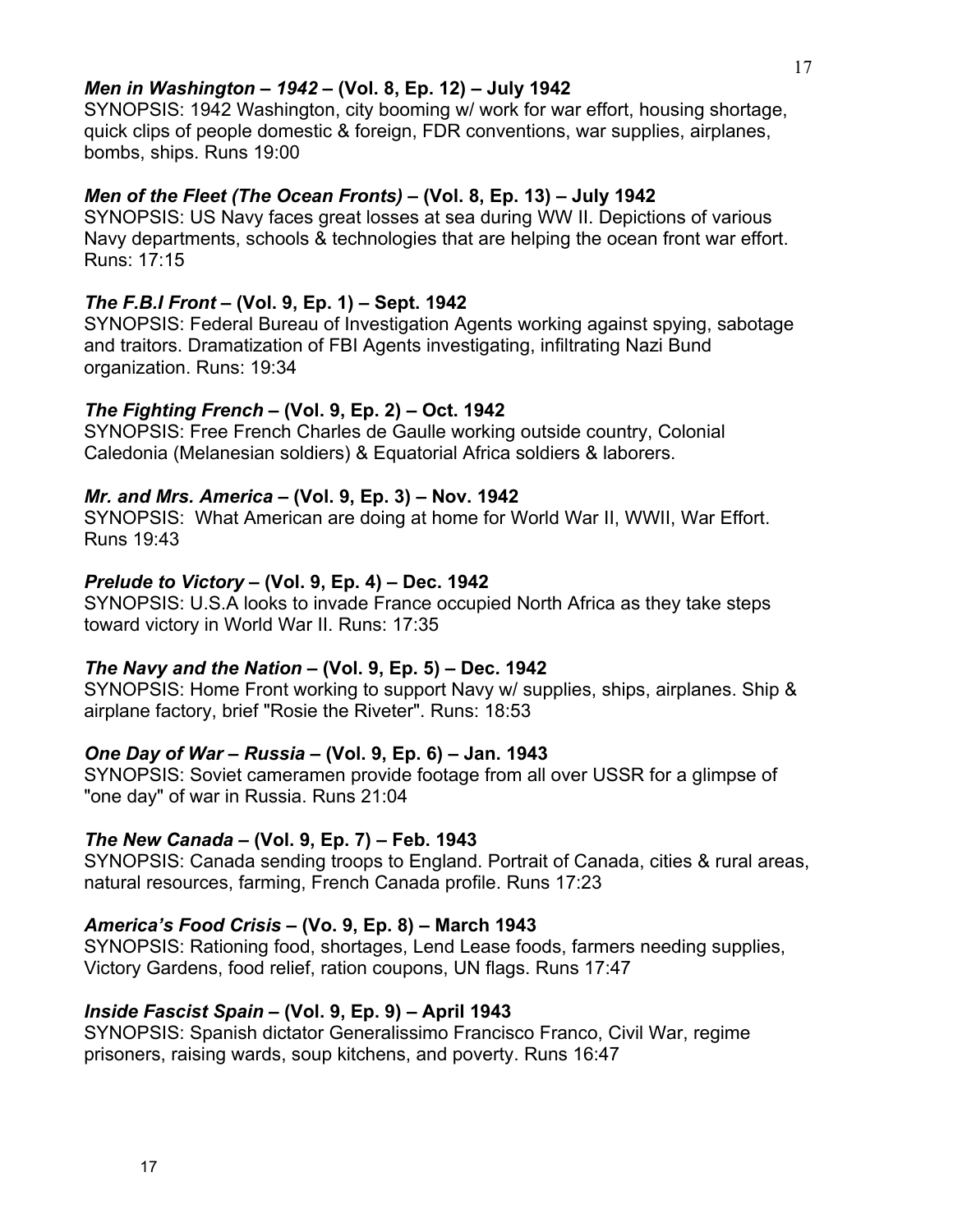***Men in Washington – 1942* – (Vol. 8, Ep. 12) – July 1942**
SYNOPSIS: 1942 Washington, city booming w/ work for war effort, housing shortage, quick clips of people domestic & foreign, FDR conventions, war supplies, airplanes, bombs, ships. Runs 19:00

***Men of the Fleet (The Ocean Fronts)* – (Vol. 8, Ep. 13) – July 1942**
SYNOPSIS: US Navy faces great losses at sea during WW II. Depictions of various Navy departments, schools & technologies that are helping the ocean front war effort. Runs: 17:15

***The F.B.I Front* – (Vol. 9, Ep. 1) – Sept. 1942**
SYNOPSIS: Federal Bureau of Investigation Agents working against spying, sabotage and traitors. Dramatization of FBI Agents investigating, infiltrating Nazi Bund organization. Runs: 19:34

***The Fighting French* – (Vol. 9, Ep. 2) – Oct. 1942**
SYNOPSIS: Free French Charles de Gaulle working outside country, Colonial Caledonia (Melanesian soldiers) & Equatorial Africa soldiers & laborers.

***Mr. and Mrs. America* – (Vol. 9, Ep. 3) – Nov. 1942**
SYNOPSIS: What American are doing at home for World War II, WWII, War Effort. Runs 19:43

***Prelude to Victory* – (Vol. 9, Ep. 4) – Dec. 1942**
SYNOPSIS: U.S.A looks to invade France occupied North Africa as they take steps toward victory in World War II. Runs: 17:35

***The Navy and the Nation* – (Vol. 9, Ep. 5) – Dec. 1942**
SYNOPSIS: Home Front working to support Navy w/ supplies, ships, airplanes. Ship & airplane factory, brief "Rosie the Riveter". Runs: 18:53

***One Day of War – Russia* – (Vol. 9, Ep. 6) – Jan. 1943**
SYNOPSIS: Soviet cameramen provide footage from all over USSR for a glimpse of "one day" of war in Russia. Runs 21:04

***The New Canada* – (Vol. 9, Ep. 7) – Feb. 1943**
SYNOPSIS: Canada sending troops to England. Portrait of Canada, cities & rural areas, natural resources, farming, French Canada profile. Runs 17:23

***America's Food Crisis* – (Vo. 9, Ep. 8) – March 1943**
SYNOPSIS: Rationing food, shortages, Lend Lease foods, farmers needing supplies, Victory Gardens, food relief, ration coupons, UN flags. Runs 17:47

***Inside Fascist Spain* – (Vol. 9, Ep. 9) – April 1943**
SYNOPSIS: Spanish dictator Generalissimo Francisco Franco, Civil War, regime prisoners, raising wards, soup kitchens, and poverty. Runs 16:47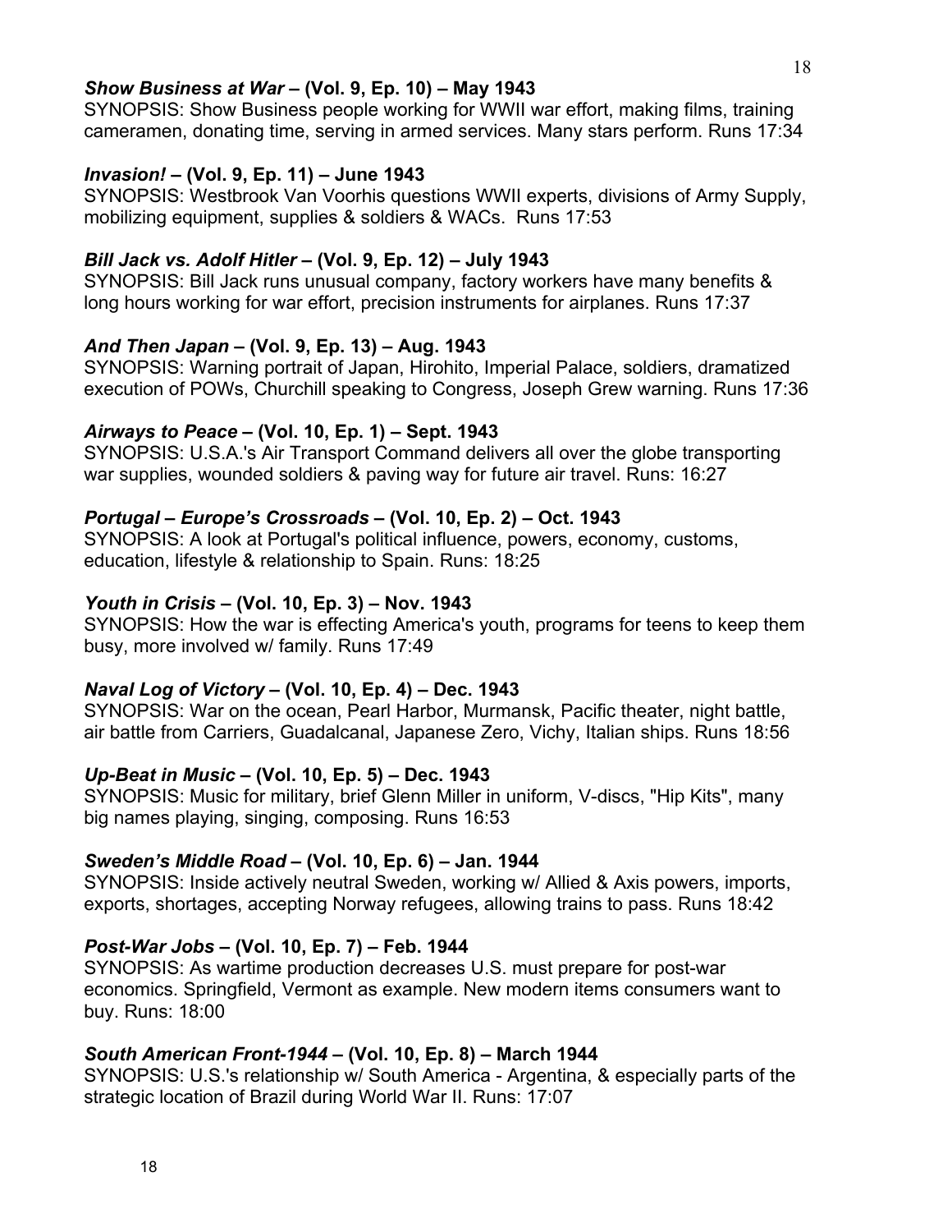***Show Business at War* – (Vol. 9, Ep. 10) – May 1943**
SYNOPSIS: Show Business people working for WWII war effort, making films, training cameramen, donating time, serving in armed services. Many stars perform. Runs 17:34

***Invasion!* – (Vol. 9, Ep. 11) – June 1943**
SYNOPSIS: Westbrook Van Voorhis questions WWII experts, divisions of Army Supply, mobilizing equipment, supplies & soldiers & WACs. Runs 17:53

***Bill Jack vs. Adolf Hitler* – (Vol. 9, Ep. 12) – July 1943**
SYNOPSIS: Bill Jack runs unusual company, factory workers have many benefits & long hours working for war effort, precision instruments for airplanes. Runs 17:37

***And Then Japan* – (Vol. 9, Ep. 13) – Aug. 1943**
SYNOPSIS: Warning portrait of Japan, Hirohito, Imperial Palace, soldiers, dramatized execution of POWs, Churchill speaking to Congress, Joseph Grew warning. Runs 17:36

***Airways to Peace* – (Vol. 10, Ep. 1) – Sept. 1943**
SYNOPSIS: U.S.A.'s Air Transport Command delivers all over the globe transporting war supplies, wounded soldiers & paving way for future air travel. Runs: 16:27

***Portugal – Europe's Crossroads* – (Vol. 10, Ep. 2) – Oct. 1943**
SYNOPSIS: A look at Portugal's political influence, powers, economy, customs, education, lifestyle & relationship to Spain. Runs: 18:25

***Youth in Crisis* – (Vol. 10, Ep. 3) – Nov. 1943**
SYNOPSIS: How the war is effecting America's youth, programs for teens to keep them busy, more involved w/ family. Runs 17:49

***Naval Log of Victory* – (Vol. 10, Ep. 4) – Dec. 1943**
SYNOPSIS: War on the ocean, Pearl Harbor, Murmansk, Pacific theater, night battle, air battle from Carriers, Guadalcanal, Japanese Zero, Vichy, Italian ships. Runs 18:56

***Up-Beat in Music* – (Vol. 10, Ep. 5) – Dec. 1943**
SYNOPSIS: Music for military, brief Glenn Miller in uniform, V-discs, "Hip Kits", many big names playing, singing, composing. Runs 16:53

***Sweden's Middle Road* – (Vol. 10, Ep. 6) – Jan. 1944**
SYNOPSIS: Inside actively neutral Sweden, working w/ Allied & Axis powers, imports, exports, shortages, accepting Norway refugees, allowing trains to pass. Runs 18:42

***Post-War Jobs* – (Vol. 10, Ep. 7) – Feb. 1944**
SYNOPSIS: As wartime production decreases U.S. must prepare for post-war economics. Springfield, Vermont as example. New modern items consumers want to buy. Runs: 18:00

***South American Front-1944* – (Vol. 10, Ep. 8) – March 1944**
SYNOPSIS: U.S.'s relationship w/ South America - Argentina, & especially parts of the strategic location of Brazil during World War II. Runs: 17:07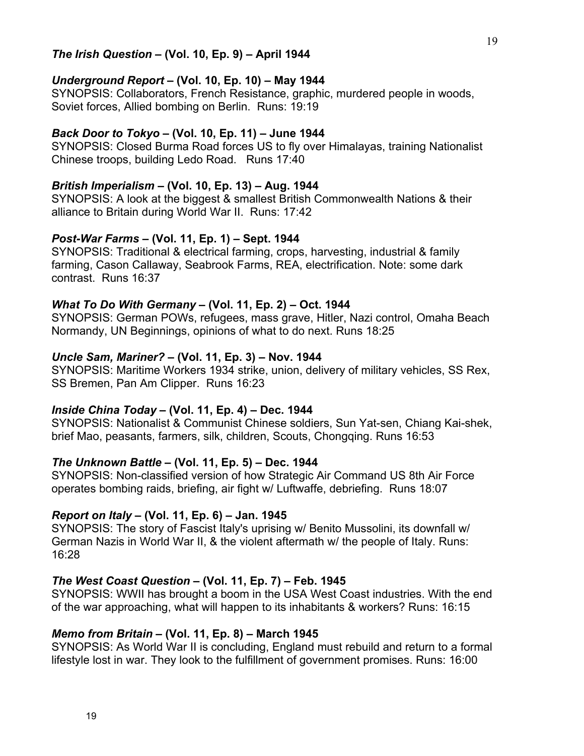***The Irish Question* – (Vol. 10, Ep. 9) – April 1944**

***Underground Report* – (Vol. 10, Ep. 10) – May 1944**
SYNOPSIS: Collaborators, French Resistance, graphic, murdered people in woods, Soviet forces, Allied bombing on Berlin. Runs: 19:19

***Back Door to Tokyo* – (Vol. 10, Ep. 11) – June 1944**
SYNOPSIS: Closed Burma Road forces US to fly over Himalayas, training Nationalist Chinese troops, building Ledo Road. Runs 17:40

***British Imperialism* – (Vol. 10, Ep. 13) – Aug. 1944**
SYNOPSIS: A look at the biggest & smallest British Commonwealth Nations & their alliance to Britain during World War II. Runs: 17:42

***Post-War Farms* – (Vol. 11, Ep. 1) – Sept. 1944**
SYNOPSIS: Traditional & electrical farming, crops, harvesting, industrial & family farming, Cason Callaway, Seabrook Farms, REA, electrification. Note: some dark contrast. Runs 16:37

***What To Do With Germany* – (Vol. 11, Ep. 2) – Oct. 1944**
SYNOPSIS: German POWs, refugees, mass grave, Hitler, Nazi control, Omaha Beach Normandy, UN Beginnings, opinions of what to do next. Runs 18:25

***Uncle Sam, Mariner?* – (Vol. 11, Ep. 3) – Nov. 1944**
SYNOPSIS: Maritime Workers 1934 strike, union, delivery of military vehicles, SS Rex, SS Bremen, Pan Am Clipper. Runs 16:23

***Inside China Today* – (Vol. 11, Ep. 4) – Dec. 1944**
SYNOPSIS: Nationalist & Communist Chinese soldiers, Sun Yat-sen, Chiang Kai-shek, brief Mao, peasants, farmers, silk, children, Scouts, Chongqing. Runs 16:53

***The Unknown Battle* – (Vol. 11, Ep. 5) – Dec. 1944**
SYNOPSIS: Non-classified version of how Strategic Air Command US 8th Air Force operates bombing raids, briefing, air fight w/ Luftwaffe, debriefing. Runs 18:07

***Report on Italy* – (Vol. 11, Ep. 6) – Jan. 1945**
SYNOPSIS: The story of Fascist Italy's uprising w/ Benito Mussolini, its downfall w/ German Nazis in World War II, & the violent aftermath w/ the people of Italy. Runs: 16:28

***The West Coast Question* – (Vol. 11, Ep. 7) – Feb. 1945**
SYNOPSIS: WWII has brought a boom in the USA West Coast industries. With the end of the war approaching, what will happen to its inhabitants & workers? Runs: 16:15

***Memo from Britain* – (Vol. 11, Ep. 8) – March 1945**
SYNOPSIS: As World War II is concluding, England must rebuild and return to a formal lifestyle lost in war. They look to the fulfillment of government promises. Runs: 16:00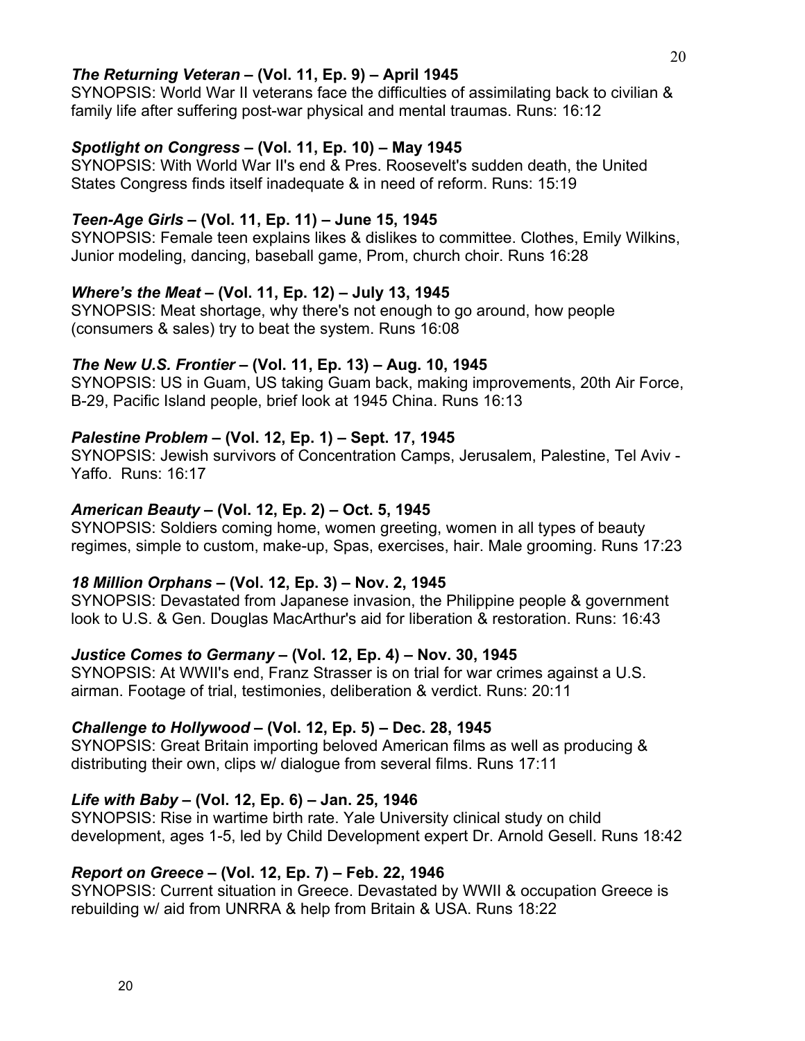***The Returning Veteran* – (Vol. 11, Ep. 9) – April 1945**
SYNOPSIS: World War II veterans face the difficulties of assimilating back to civilian & family life after suffering post-war physical and mental traumas. Runs: 16:12

***Spotlight on Congress* – (Vol. 11, Ep. 10) – May 1945**
SYNOPSIS: With World War II's end & Pres. Roosevelt's sudden death, the United States Congress finds itself inadequate & in need of reform. Runs: 15:19

***Teen-Age Girls* – (Vol. 11, Ep. 11) – June 15, 1945**
SYNOPSIS: Female teen explains likes & dislikes to committee. Clothes, Emily Wilkins, Junior modeling, dancing, baseball game, Prom, church choir. Runs 16:28

***Where's the Meat* – (Vol. 11, Ep. 12) – July 13, 1945**
SYNOPSIS: Meat shortage, why there's not enough to go around, how people (consumers & sales) try to beat the system. Runs 16:08

***The New U.S. Frontier* – (Vol. 11, Ep. 13) – Aug. 10, 1945**
SYNOPSIS: US in Guam, US taking Guam back, making improvements, 20th Air Force, B-29, Pacific Island people, brief look at 1945 China. Runs 16:13

***Palestine Problem* – (Vol. 12, Ep. 1) – Sept. 17, 1945**
SYNOPSIS: Jewish survivors of Concentration Camps, Jerusalem, Palestine, Tel Aviv - Yaffo. Runs: 16:17

***American Beauty* – (Vol. 12, Ep. 2) – Oct. 5, 1945**
SYNOPSIS: Soldiers coming home, women greeting, women in all types of beauty regimes, simple to custom, make-up, Spas, exercises, hair. Male grooming. Runs 17:23

***18 Million Orphans* – (Vol. 12, Ep. 3) – Nov. 2, 1945**
SYNOPSIS: Devastated from Japanese invasion, the Philippine people & government look to U.S. & Gen. Douglas MacArthur's aid for liberation & restoration. Runs: 16:43

***Justice Comes to Germany* – (Vol. 12, Ep. 4) – Nov. 30, 1945**
SYNOPSIS: At WWII's end, Franz Strasser is on trial for war crimes against a U.S. airman. Footage of trial, testimonies, deliberation & verdict. Runs: 20:11

***Challenge to Hollywood* – (Vol. 12, Ep. 5) – Dec. 28, 1945**
SYNOPSIS: Great Britain importing beloved American films as well as producing & distributing their own, clips w/ dialogue from several films. Runs 17:11

***Life with Baby* – (Vol. 12, Ep. 6) – Jan. 25, 1946**
SYNOPSIS: Rise in wartime birth rate. Yale University clinical study on child development, ages 1-5, led by Child Development expert Dr. Arnold Gesell. Runs 18:42

***Report on Greece* – (Vol. 12, Ep. 7) – Feb. 22, 1946**
SYNOPSIS: Current situation in Greece. Devastated by WWII & occupation Greece is rebuilding w/ aid from UNRRA & help from Britain & USA. Runs 18:22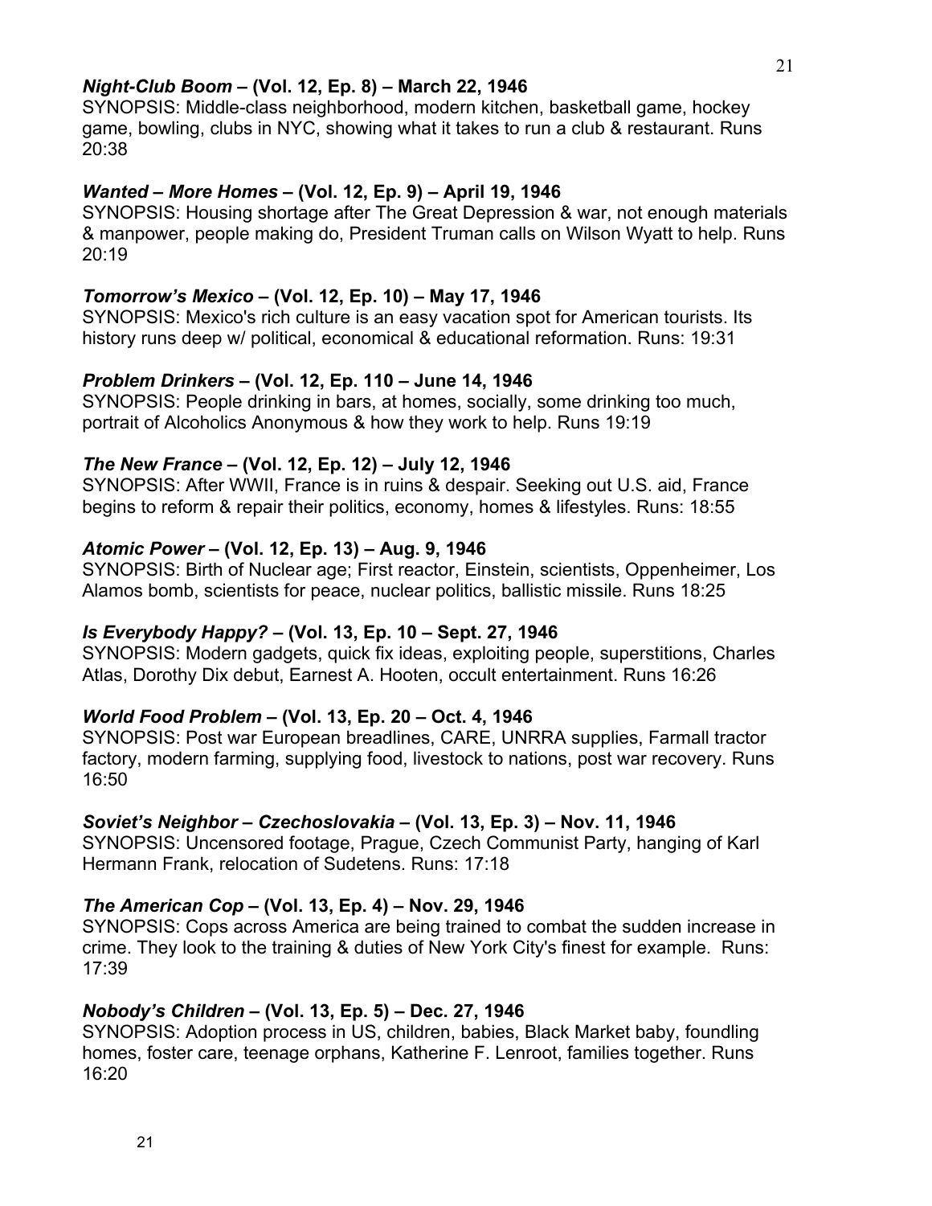***Night-Club Boom* – (Vol. 12, Ep. 8) – March 22, 1946**
SYNOPSIS: Middle-class neighborhood, modern kitchen, basketball game, hockey game, bowling, clubs in NYC, showing what it takes to run a club & restaurant. Runs 20:38

***Wanted – More Homes* – (Vol. 12, Ep. 9) – April 19, 1946**
SYNOPSIS: Housing shortage after The Great Depression & war, not enough materials & manpower, people making do, President Truman calls on Wilson Wyatt to help. Runs 20:19

***Tomorrow's Mexico* – (Vol. 12, Ep. 10) – May 17, 1946**
SYNOPSIS: Mexico's rich culture is an easy vacation spot for American tourists. Its history runs deep w/ political, economical & educational reformation. Runs: 19:31

***Problem Drinkers* – (Vol. 12, Ep. 110 – June 14, 1946**
SYNOPSIS: People drinking in bars, at homes, socially, some drinking too much, portrait of Alcoholics Anonymous & how they work to help. Runs 19:19

***The New France* – (Vol. 12, Ep. 12) – July 12, 1946**
SYNOPSIS: After WWII, France is in ruins & despair. Seeking out U.S. aid, France begins to reform & repair their politics, economy, homes & lifestyles. Runs: 18:55

***Atomic Power* – (Vol. 12, Ep. 13) – Aug. 9, 1946**
SYNOPSIS: Birth of Nuclear age; First reactor, Einstein, scientists, Oppenheimer, Los Alamos bomb, scientists for peace, nuclear politics, ballistic missile. Runs 18:25

***Is Everybody Happy?* – (Vol. 13, Ep. 10 – Sept. 27, 1946**
SYNOPSIS: Modern gadgets, quick fix ideas, exploiting people, superstitions, Charles Atlas, Dorothy Dix debut, Earnest A. Hooten, occult entertainment. Runs 16:26

***World Food Problem* – (Vol. 13, Ep. 20 – Oct. 4, 1946**
SYNOPSIS: Post war European breadlines, CARE, UNRRA supplies, Farmall tractor factory, modern farming, supplying food, livestock to nations, post war recovery. Runs 16:50

***Soviet's Neighbor – Czechoslovakia* – (Vol. 13, Ep. 3) – Nov. 11, 1946**
SYNOPSIS: Uncensored footage, Prague, Czech Communist Party, hanging of Karl Hermann Frank, relocation of Sudetens. Runs: 17:18

***The American Cop* – (Vol. 13, Ep. 4) – Nov. 29, 1946**
SYNOPSIS: Cops across America are being trained to combat the sudden increase in crime. They look to the training & duties of New York City's finest for example. Runs: 17:39

***Nobody's Children* – (Vol. 13, Ep. 5) – Dec. 27, 1946**
SYNOPSIS: Adoption process in US, children, babies, Black Market baby, foundling homes, foster care, teenage orphans, Katherine F. Lenroot, families together. Runs 16:20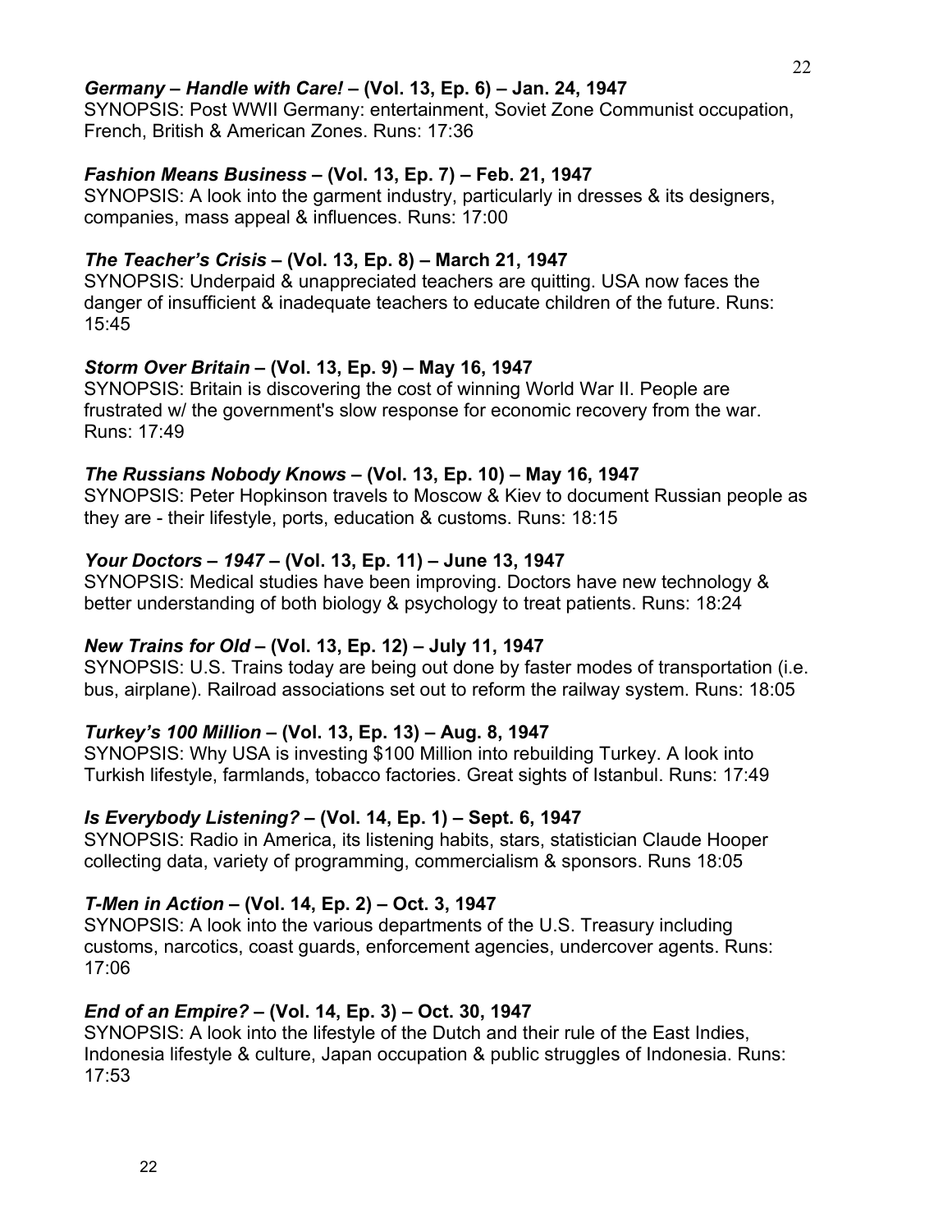***Germany – Handle with Care!* – (Vol. 13, Ep. 6) – Jan. 24, 1947**
SYNOPSIS: Post WWII Germany: entertainment, Soviet Zone Communist occupation, French, British & American Zones. Runs: 17:36

***Fashion Means Business* – (Vol. 13, Ep. 7) – Feb. 21, 1947**
SYNOPSIS: A look into the garment industry, particularly in dresses & its designers, companies, mass appeal & influences. Runs: 17:00

***The Teacher's Crisis* – (Vol. 13, Ep. 8) – March 21, 1947**
SYNOPSIS: Underpaid & unappreciated teachers are quitting. USA now faces the danger of insufficient & inadequate teachers to educate children of the future. Runs: 15:45

***Storm Over Britain* – (Vol. 13, Ep. 9) – May 16, 1947**
SYNOPSIS: Britain is discovering the cost of winning World War II. People are frustrated w/ the government's slow response for economic recovery from the war. Runs: 17:49

***The Russians Nobody Knows* – (Vol. 13, Ep. 10) – May 16, 1947**
SYNOPSIS: Peter Hopkinson travels to Moscow & Kiev to document Russian people as they are - their lifestyle, ports, education & customs. Runs: 18:15

***Your Doctors – 1947* – (Vol. 13, Ep. 11) – June 13, 1947**
SYNOPSIS: Medical studies have been improving. Doctors have new technology & better understanding of both biology & psychology to treat patients. Runs: 18:24

***New Trains for Old* – (Vol. 13, Ep. 12) – July 11, 1947**
SYNOPSIS: U.S. Trains today are being out done by faster modes of transportation (i.e. bus, airplane). Railroad associations set out to reform the railway system. Runs: 18:05

***Turkey's 100 Million* – (Vol. 13, Ep. 13) – Aug. 8, 1947**
SYNOPSIS: Why USA is investing $100 Million into rebuilding Turkey. A look into Turkish lifestyle, farmlands, tobacco factories. Great sights of Istanbul. Runs: 17:49

***Is Everybody Listening?* – (Vol. 14, Ep. 1) – Sept. 6, 1947**
SYNOPSIS: Radio in America, its listening habits, stars, statistician Claude Hooper collecting data, variety of programming, commercialism & sponsors. Runs 18:05

***T-Men in Action* – (Vol. 14, Ep. 2) – Oct. 3, 1947**
SYNOPSIS: A look into the various departments of the U.S. Treasury including customs, narcotics, coast guards, enforcement agencies, undercover agents. Runs: 17:06

***End of an Empire?* – (Vol. 14, Ep. 3) – Oct. 30, 1947**
SYNOPSIS: A look into the lifestyle of the Dutch and their rule of the East Indies, Indonesia lifestyle & culture, Japan occupation & public struggles of Indonesia. Runs: 17:53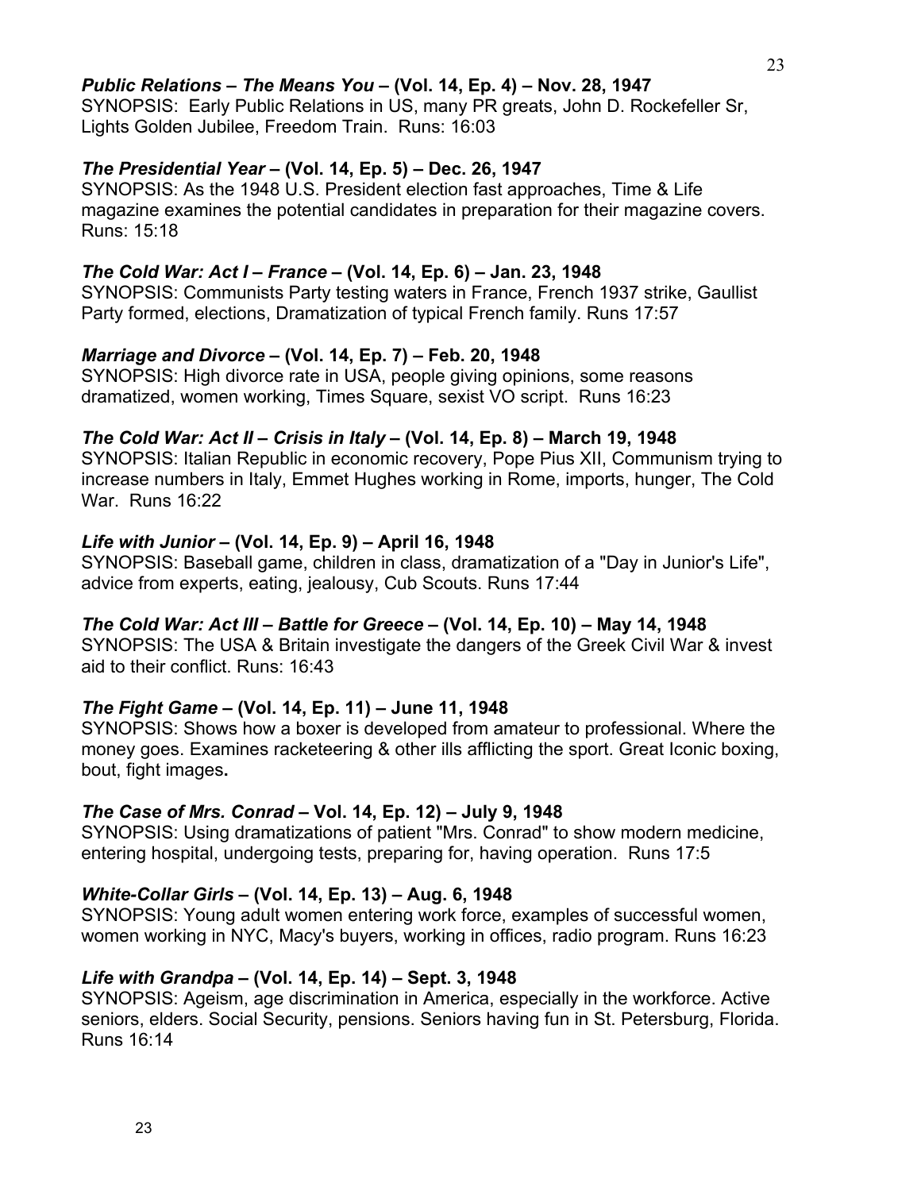***Public Relations – The Means You* – (Vol. 14, Ep. 4) – Nov. 28, 1947**
SYNOPSIS: Early Public Relations in US, many PR greats, John D. Rockefeller Sr, Lights Golden Jubilee, Freedom Train. Runs: 16:03

***The Presidential Year* – (Vol. 14, Ep. 5) – Dec. 26, 1947**
SYNOPSIS: As the 1948 U.S. President election fast approaches, Time & Life magazine examines the potential candidates in preparation for their magazine covers. Runs: 15:18

***The Cold War: Act I – France* – (Vol. 14, Ep. 6) – Jan. 23, 1948**
SYNOPSIS: Communists Party testing waters in France, French 1937 strike, Gaullist Party formed, elections, Dramatization of typical French family. Runs 17:57

***Marriage and Divorce* – (Vol. 14, Ep. 7) – Feb. 20, 1948**
SYNOPSIS: High divorce rate in USA, people giving opinions, some reasons dramatized, women working, Times Square, sexist VO script. Runs 16:23

***The Cold War: Act II – Crisis in Italy* – (Vol. 14, Ep. 8) – March 19, 1948**
SYNOPSIS: Italian Republic in economic recovery, Pope Pius XII, Communism trying to increase numbers in Italy, Emmet Hughes working in Rome, imports, hunger, The Cold War. Runs 16:22

***Life with Junior* – (Vol. 14, Ep. 9) – April 16, 1948**
SYNOPSIS: Baseball game, children in class, dramatization of a "Day in Junior's Life", advice from experts, eating, jealousy, Cub Scouts. Runs 17:44

***The Cold War: Act III – Battle for Greece* – (Vol. 14, Ep. 10) – May 14, 1948**
SYNOPSIS: The USA & Britain investigate the dangers of the Greek Civil War & invest aid to their conflict. Runs: 16:43

***The Fight Game* – (Vol. 14, Ep. 11) – June 11, 1948**
SYNOPSIS: Shows how a boxer is developed from amateur to professional. Where the money goes. Examines racketeering & other ills afflicting the sport. Great Iconic boxing, bout, fight images**.**

***The Case of Mrs. Conrad* – Vol. 14, Ep. 12) – July 9, 1948**
SYNOPSIS: Using dramatizations of patient "Mrs. Conrad" to show modern medicine, entering hospital, undergoing tests, preparing for, having operation. Runs 17:5

***White-Collar Girls* – (Vol. 14, Ep. 13) – Aug. 6, 1948**
SYNOPSIS: Young adult women entering work force, examples of successful women, women working in NYC, Macy's buyers, working in offices, radio program. Runs 16:23

***Life with Grandpa* – (Vol. 14, Ep. 14) – Sept. 3, 1948**
SYNOPSIS: Ageism, age discrimination in America, especially in the workforce. Active seniors, elders. Social Security, pensions. Seniors having fun in St. Petersburg, Florida. Runs 16:14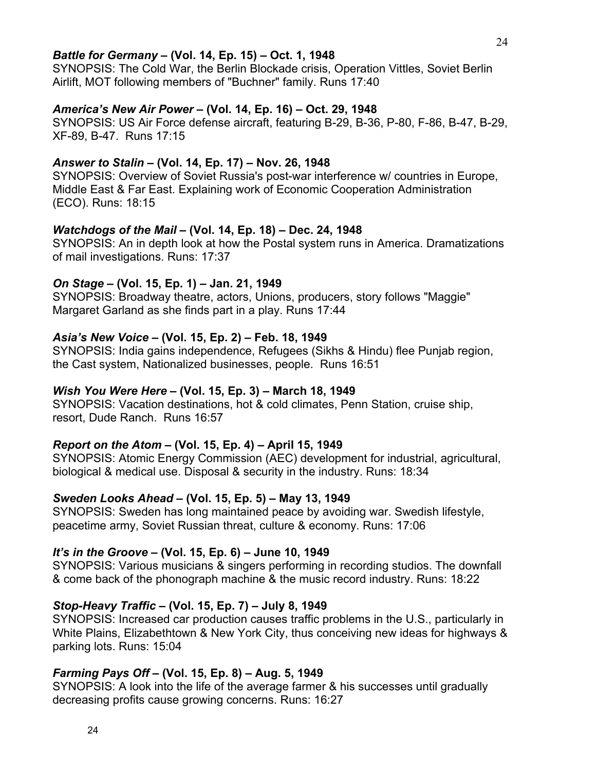***Battle for Germany* – (Vol. 14, Ep. 15) – Oct. 1, 1948**
SYNOPSIS: The Cold War, the Berlin Blockade crisis, Operation Vittles, Soviet Berlin Airlift, MOT following members of "Buchner" family. Runs 17:40

***America's New Air Power* – (Vol. 14, Ep. 16) – Oct. 29, 1948**
SYNOPSIS: US Air Force defense aircraft, featuring B-29, B-36, P-80, F-86, B-47, B-29, XF-89, B-47. Runs 17:15

***Answer to Stalin* – (Vol. 14, Ep. 17) – Nov. 26, 1948**
SYNOPSIS: Overview of Soviet Russia's post-war interference w/ countries in Europe, Middle East & Far East. Explaining work of Economic Cooperation Administration (ECO). Runs: 18:15

***Watchdogs of the Mail* – (Vol. 14, Ep. 18) – Dec. 24, 1948**
SYNOPSIS: An in depth look at how the Postal system runs in America. Dramatizations of mail investigations. Runs: 17:37

***On Stage* – (Vol. 15, Ep. 1) – Jan. 21, 1949**
SYNOPSIS: Broadway theatre, actors, Unions, producers, story follows "Maggie" Margaret Garland as she finds part in a play. Runs 17:44

***Asia's New Voice* – (Vol. 15, Ep. 2) – Feb. 18, 1949**
SYNOPSIS: India gains independence, Refugees (Sikhs & Hindu) flee Punjab region, the Cast system, Nationalized businesses, people. Runs 16:51

***Wish You Were Here* – (Vol. 15, Ep. 3) – March 18, 1949**
SYNOPSIS: Vacation destinations, hot & cold climates, Penn Station, cruise ship, resort, Dude Ranch. Runs 16:57

***Report on the Atom* – (Vol. 15, Ep. 4) – April 15, 1949**
SYNOPSIS: Atomic Energy Commission (AEC) development for industrial, agricultural, biological & medical use. Disposal & security in the industry. Runs: 18:34

***Sweden Looks Ahead* – (Vol. 15, Ep. 5) – May 13, 1949**
SYNOPSIS: Sweden has long maintained peace by avoiding war. Swedish lifestyle, peacetime army, Soviet Russian threat, culture & economy. Runs: 17:06

***It's in the Groove* – (Vol. 15, Ep. 6) – June 10, 1949**
SYNOPSIS: Various musicians & singers performing in recording studios. The downfall & come back of the phonograph machine & the music record industry. Runs: 18:22

***Stop-Heavy Traffic* – (Vol. 15, Ep. 7) – July 8, 1949**
SYNOPSIS: Increased car production causes traffic problems in the U.S., particularly in White Plains, Elizabethtown & New York City, thus conceiving new ideas for highways & parking lots. Runs: 15:04

***Farming Pays Off* – (Vol. 15, Ep. 8) – Aug. 5, 1949**
SYNOPSIS: A look into the life of the average farmer & his successes until gradually decreasing profits cause growing concerns. Runs: 16:27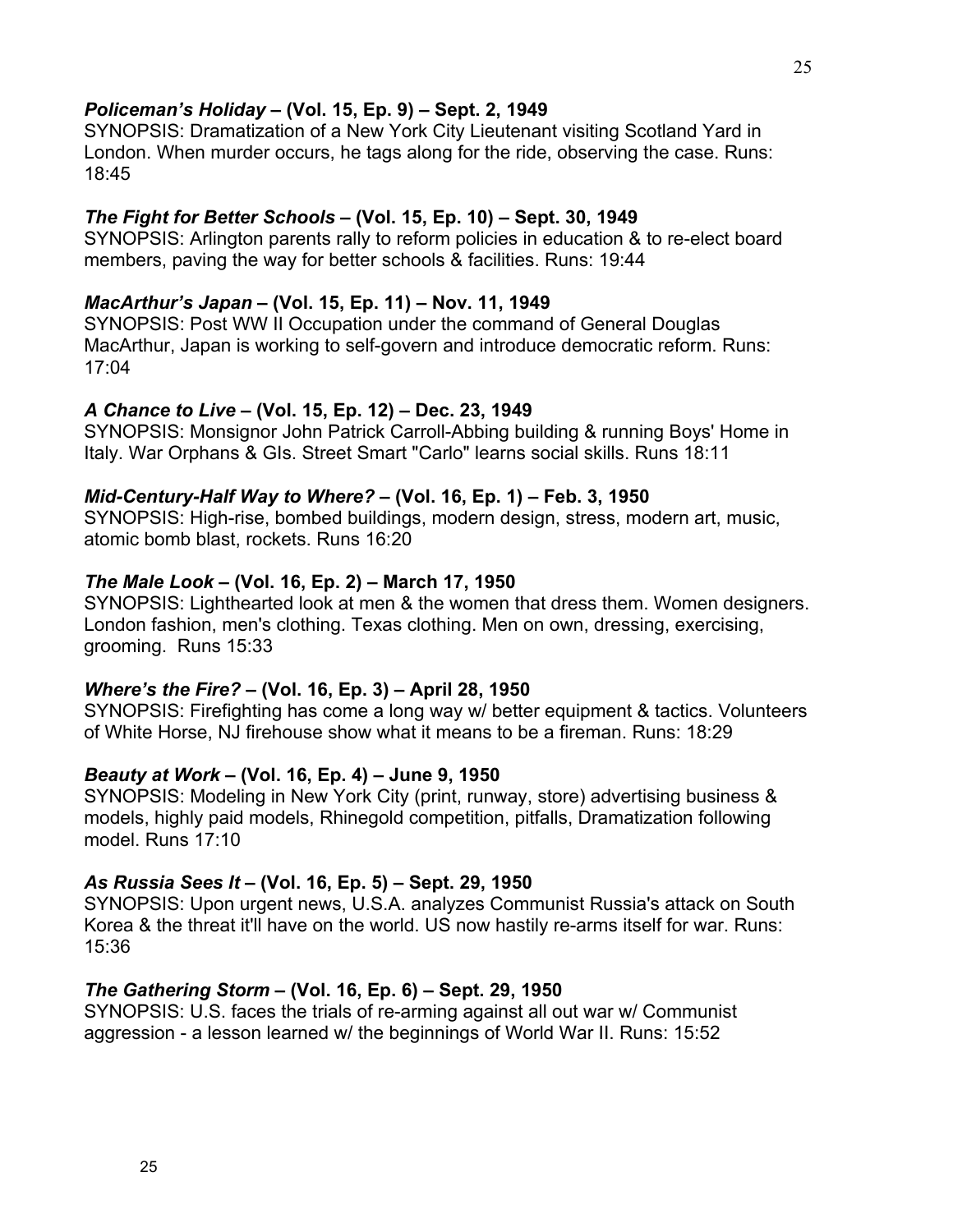***Policeman's Holiday* – (Vol. 15, Ep. 9) – Sept. 2, 1949**
SYNOPSIS: Dramatization of a New York City Lieutenant visiting Scotland Yard in London. When murder occurs, he tags along for the ride, observing the case. Runs: 18:45

***The Fight for Better Schools* – (Vol. 15, Ep. 10) – Sept. 30, 1949**
SYNOPSIS: Arlington parents rally to reform policies in education & to re-elect board members, paving the way for better schools & facilities. Runs: 19:44

***MacArthur's Japan* – (Vol. 15, Ep. 11) – Nov. 11, 1949**
SYNOPSIS: Post WW II Occupation under the command of General Douglas MacArthur, Japan is working to self-govern and introduce democratic reform. Runs: 17:04

***A Chance to Live* – (Vol. 15, Ep. 12) – Dec. 23, 1949**
SYNOPSIS: Monsignor John Patrick Carroll-Abbing building & running Boys' Home in Italy. War Orphans & GIs. Street Smart "Carlo" learns social skills. Runs 18:11

***Mid-Century-Half Way to Where?* – (Vol. 16, Ep. 1) – Feb. 3, 1950**
SYNOPSIS: High-rise, bombed buildings, modern design, stress, modern art, music, atomic bomb blast, rockets. Runs 16:20

***The Male Look* – (Vol. 16, Ep. 2) – March 17, 1950**
SYNOPSIS: Lighthearted look at men & the women that dress them. Women designers. London fashion, men's clothing. Texas clothing. Men on own, dressing, exercising, grooming. Runs 15:33

***Where's the Fire?* – (Vol. 16, Ep. 3) – April 28, 1950**
SYNOPSIS: Firefighting has come a long way w/ better equipment & tactics. Volunteers of White Horse, NJ firehouse show what it means to be a fireman. Runs: 18:29

***Beauty at Work* – (Vol. 16, Ep. 4) – June 9, 1950**
SYNOPSIS: Modeling in New York City (print, runway, store) advertising business & models, highly paid models, Rhinegold competition, pitfalls, Dramatization following model. Runs 17:10

***As Russia Sees It* – (Vol. 16, Ep. 5) – Sept. 29, 1950**
SYNOPSIS: Upon urgent news, U.S.A. analyzes Communist Russia's attack on South Korea & the threat it'll have on the world. US now hastily re-arms itself for war. Runs: 15:36

***The Gathering Storm* – (Vol. 16, Ep. 6) – Sept. 29, 1950**
SYNOPSIS: U.S. faces the trials of re-arming against all out war w/ Communist aggression - a lesson learned w/ the beginnings of World War II. Runs: 15:52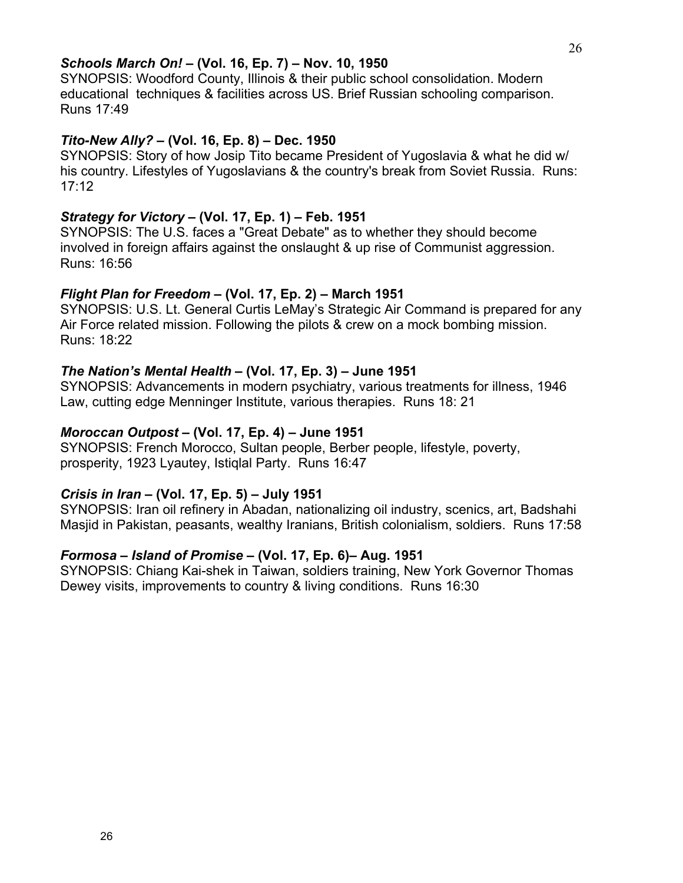***Schools March On!* – (Vol. 16, Ep. 7) – Nov. 10, 1950**
SYNOPSIS: Woodford County, Illinois & their public school consolidation. Modern educational techniques & facilities across US. Brief Russian schooling comparison. Runs 17:49

***Tito-New Ally?* – (Vol. 16, Ep. 8) – Dec. 1950**
SYNOPSIS: Story of how Josip Tito became President of Yugoslavia & what he did w/ his country. Lifestyles of Yugoslavians & the country's break from Soviet Russia. Runs: 17:12

***Strategy for Victory* – (Vol. 17, Ep. 1) – Feb. 1951**
SYNOPSIS: The U.S. faces a "Great Debate" as to whether they should become involved in foreign affairs against the onslaught & up rise of Communist aggression. Runs: 16:56

***Flight Plan for Freedom* – (Vol. 17, Ep. 2) – March 1951**
SYNOPSIS: U.S. Lt. General Curtis LeMay's Strategic Air Command is prepared for any Air Force related mission. Following the pilots & crew on a mock bombing mission. Runs: 18:22

***The Nation's Mental Health* – (Vol. 17, Ep. 3) – June 1951**
SYNOPSIS: Advancements in modern psychiatry, various treatments for illness, 1946 Law, cutting edge Menninger Institute, various therapies. Runs 18: 21

***Moroccan Outpost* – (Vol. 17, Ep. 4) – June 1951**
SYNOPSIS: French Morocco, Sultan people, Berber people, lifestyle, poverty, prosperity, 1923 Lyautey, Istiqlal Party. Runs 16:47

***Crisis in Iran* – (Vol. 17, Ep. 5) – July 1951**
SYNOPSIS: Iran oil refinery in Abadan, nationalizing oil industry, scenics, art, Badshahi Masjid in Pakistan, peasants, wealthy Iranians, British colonialism, soldiers. Runs 17:58

***Formosa – Island of Promise* – (Vol. 17, Ep. 6)– Aug. 1951**
SYNOPSIS: Chiang Kai-shek in Taiwan, soldiers training, New York Governor Thomas Dewey visits, improvements to country & living conditions. Runs 16:30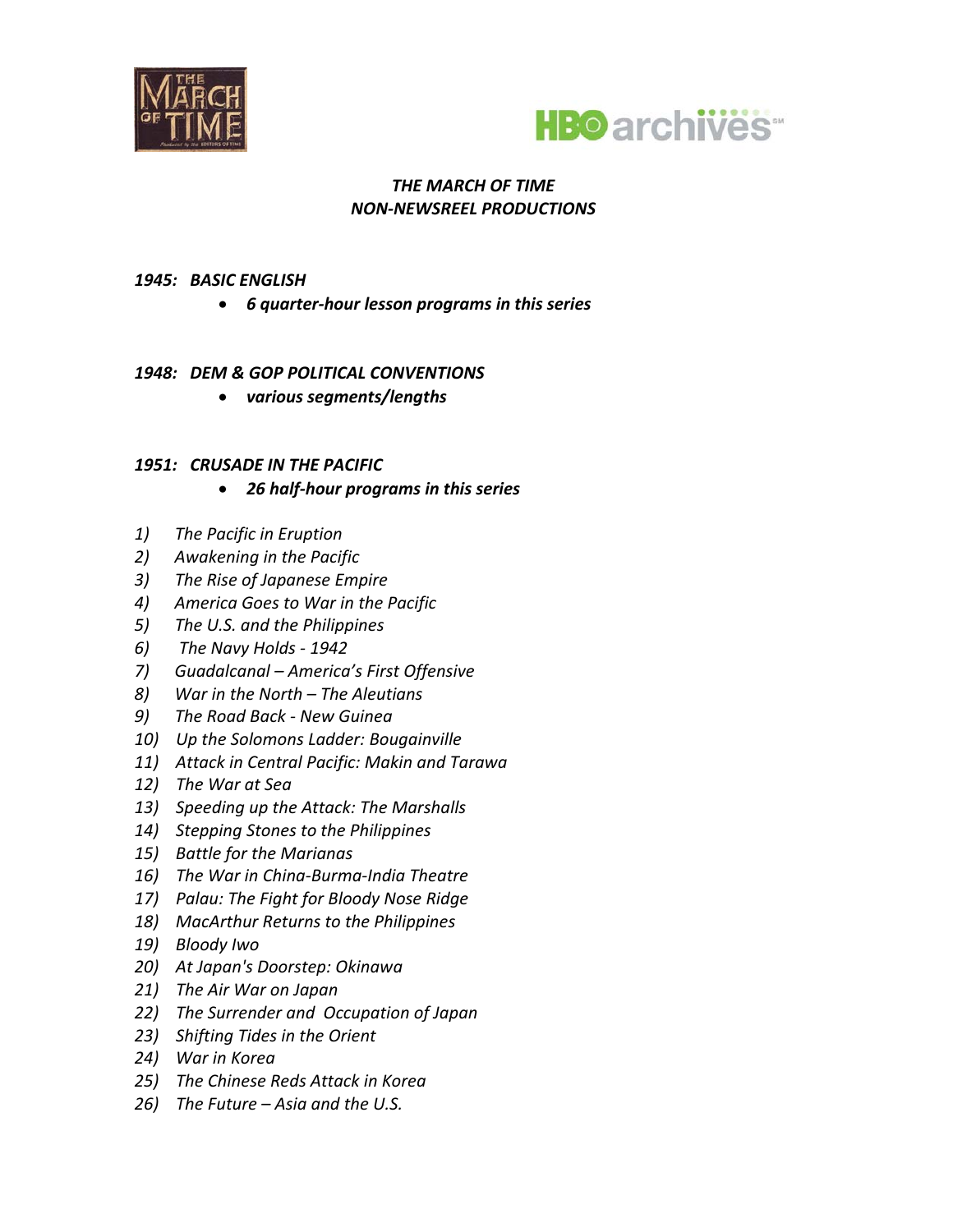# *THE MARCH OF TIME*
# *NON-NEWSREEL PRODUCTIONS*

***1945: BASIC ENGLISH***

- ***6 quarter-hour lesson programs in this series***

***1948: DEM & GOP POLITICAL CONVENTIONS***

- ***various segments/lengths***

***1951: CRUSADE IN THE PACIFIC***

- ***26 half-hour programs in this series***

1) *The Pacific in Eruption*
2) *Awakening in the Pacific*
3) *The Rise of Japanese Empire*
4) *America Goes to War in the Pacific*
5) *The U.S. and the Philippines*
6) *The Navy Holds - 1942*
7) *Guadalcanal – America's First Offensive*
8) *War in the North – The Aleutians*
9) *The Road Back - New Guinea*
10) *Up the Solomons Ladder: Bougainville*
11) *Attack in Central Pacific: Makin and Tarawa*
12) *The War at Sea*
13) *Speeding up the Attack: The Marshalls*
14) *Stepping Stones to the Philippines*
15) *Battle for the Marianas*
16) *The War in China-Burma-India Theatre*
17) *Palau: The Fight for Bloody Nose Ridge*
18) *MacArthur Returns to the Philippines*
19) *Bloody Iwo*
20) *At Japan's Doorstep: Okinawa*
21) *The Air War on Japan*
22) *The Surrender and Occupation of Japan*
23) *Shifting Tides in the Orient*
24) *War in Korea*
25) *The Chinese Reds Attack in Korea*
26) *The Future – Asia and the U.S.*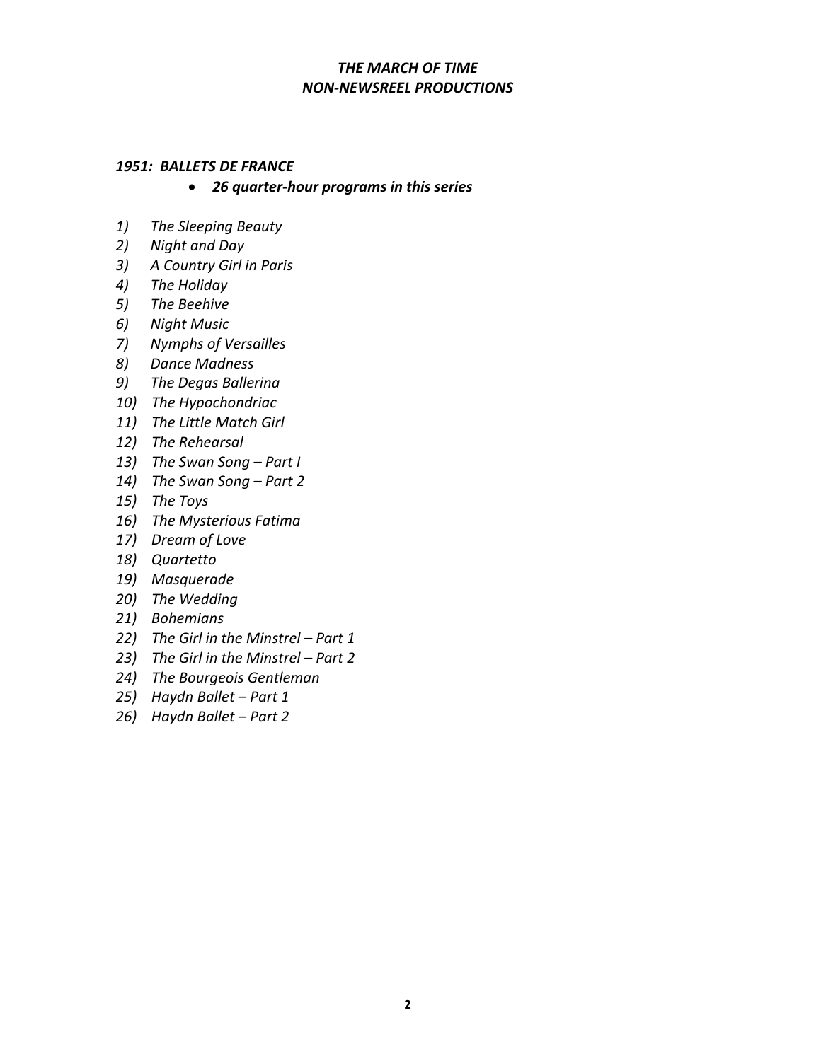# *THE MARCH OF TIME*
# *NON-NEWSREEL PRODUCTIONS*

## *1951: BALLETS DE FRANCE*

- ***26 quarter-hour programs in this series***

1) *The Sleeping Beauty*
2) *Night and Day*
3) *A Country Girl in Paris*
4) *The Holiday*
5) *The Beehive*
6) *Night Music*
7) *Nymphs of Versailles*
8) *Dance Madness*
9) *The Degas Ballerina*
10) *The Hypochondriac*
11) *The Little Match Girl*
12) *The Rehearsal*
13) *The Swan Song – Part I*
14) *The Swan Song – Part 2*
15) *The Toys*
16) *The Mysterious Fatima*
17) *Dream of Love*
18) *Quartetto*
19) *Masquerade*
20) *The Wedding*
21) *Bohemians*
22) *The Girl in the Minstrel – Part 1*
23) *The Girl in the Minstrel – Part 2*
24) *The Bourgeois Gentleman*
25) *Haydn Ballet – Part 1*
26) *Haydn Ballet – Part 2*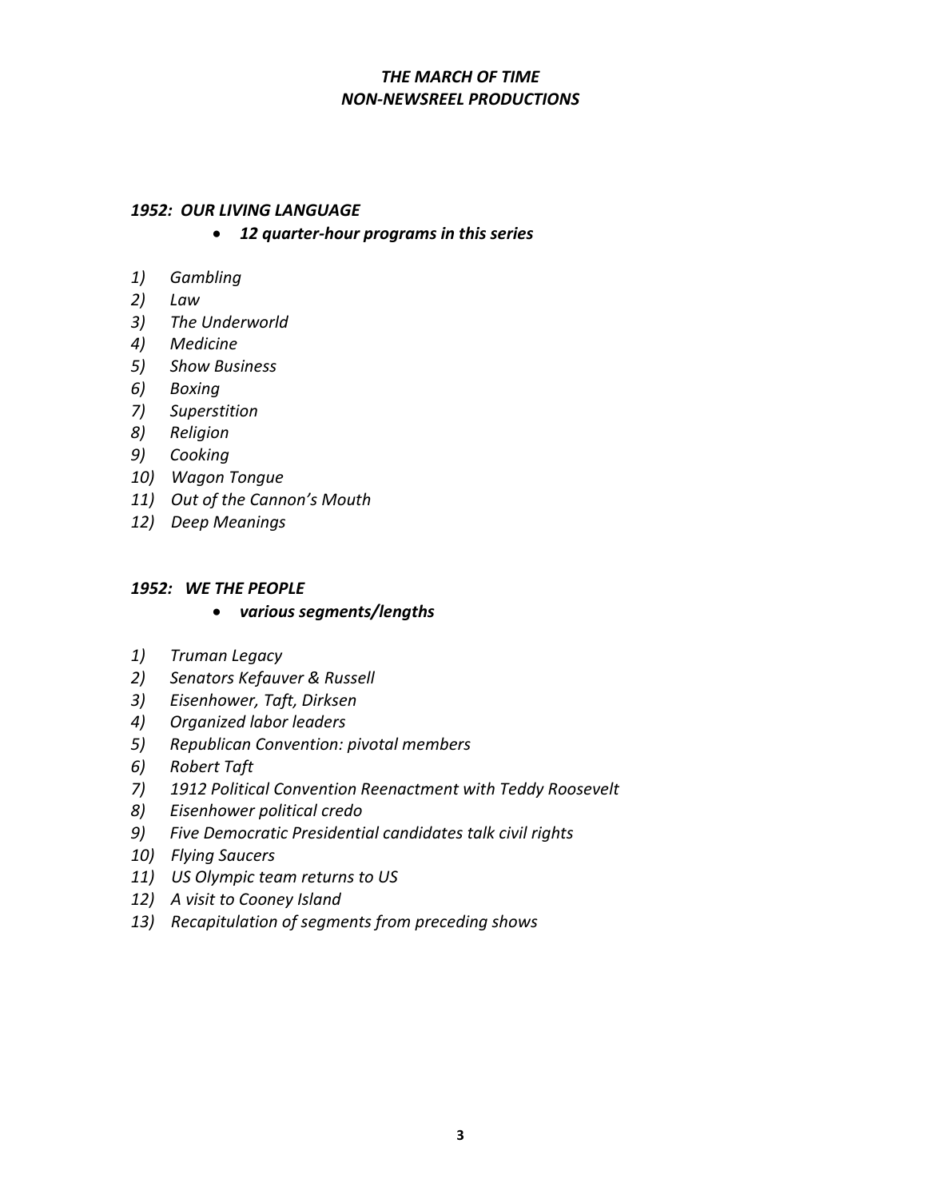## *THE MARCH OF TIME*
## *NON-NEWSREEL PRODUCTIONS*

### *1952: OUR LIVING LANGUAGE*

- ***12 quarter-hour programs in this series***

*1) Gambling*
*2) Law*
*3) The Underworld*
*4) Medicine*
*5) Show Business*
*6) Boxing*
*7) Superstition*
*8) Religion*
*9) Cooking*
*10) Wagon Tongue*
*11) Out of the Cannon's Mouth*
*12) Deep Meanings*

### *1952: WE THE PEOPLE*

- ***various segments/lengths***

*1) Truman Legacy*
*2) Senators Kefauver & Russell*
*3) Eisenhower, Taft, Dirksen*
*4) Organized labor leaders*
*5) Republican Convention: pivotal members*
*6) Robert Taft*
*7) 1912 Political Convention Reenactment with Teddy Roosevelt*
*8) Eisenhower political credo*
*9) Five Democratic Presidential candidates talk civil rights*
*10) Flying Saucers*
*11) US Olympic team returns to US*
*12) A visit to Cooney Island*
*13) Recapitulation of segments from preceding shows*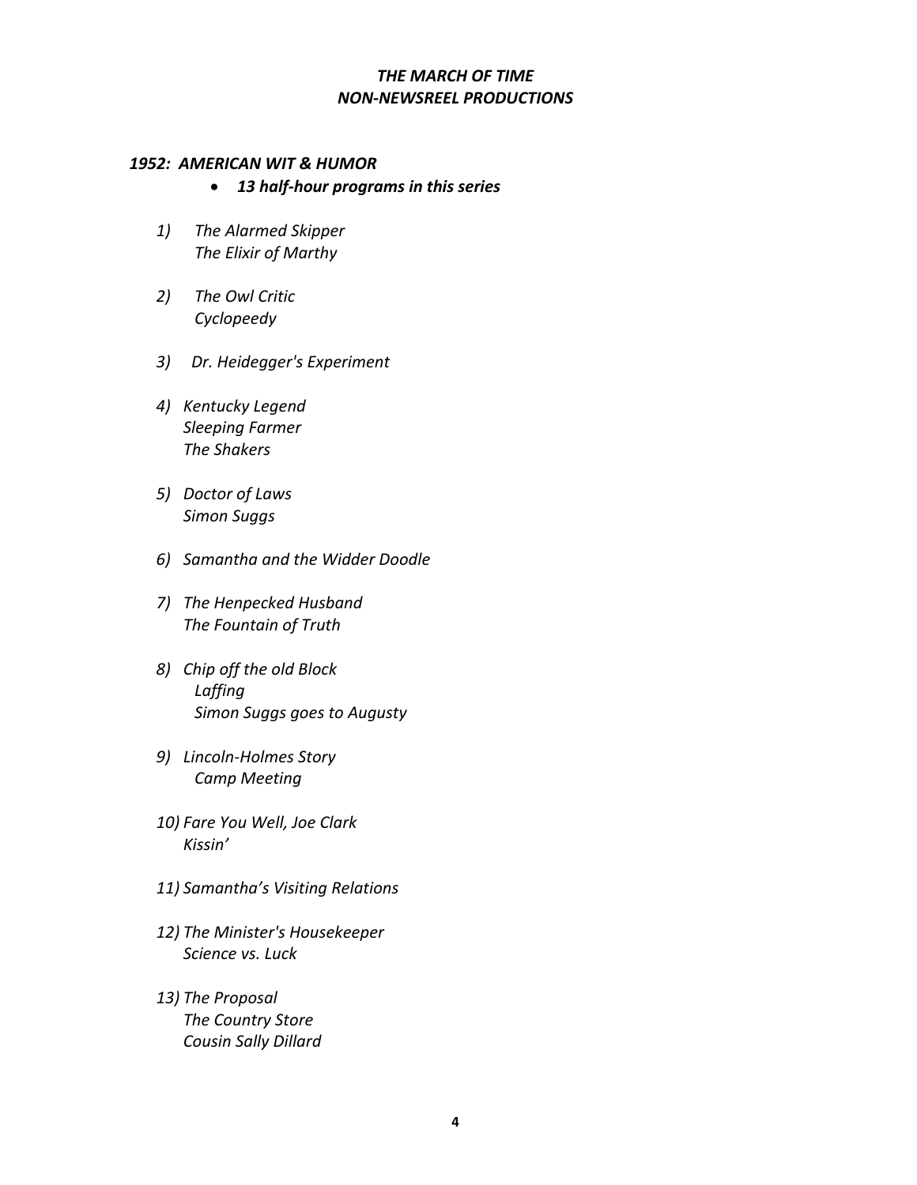### *THE MARCH OF TIME*
### *NON-NEWSREEL PRODUCTIONS*

#### *1952: AMERICAN WIT & HUMOR*

- ***13 half-hour programs in this series***

1) *The Alarmed Skipper*
   *The Elixir of Marthy*

2) *The Owl Critic*
   *Cyclopeedy*

3) *Dr. Heidegger's Experiment*

4) *Kentucky Legend*
   *Sleeping Farmer*
   *The Shakers*

5) *Doctor of Laws*
   *Simon Suggs*

6) *Samantha and the Widder Doodle*

7) *The Henpecked Husband*
   *The Fountain of Truth*

8) *Chip off the old Block*
   *Laffing*
   *Simon Suggs goes to Augusty*

9) *Lincoln-Holmes Story*
   *Camp Meeting*

10) *Fare You Well, Joe Clark*
    *Kissin'*

11) *Samantha's Visiting Relations*

12) *The Minister's Housekeeper*
    *Science vs. Luck*

13) *The Proposal*
    *The Country Store*
    *Cousin Sally Dillard*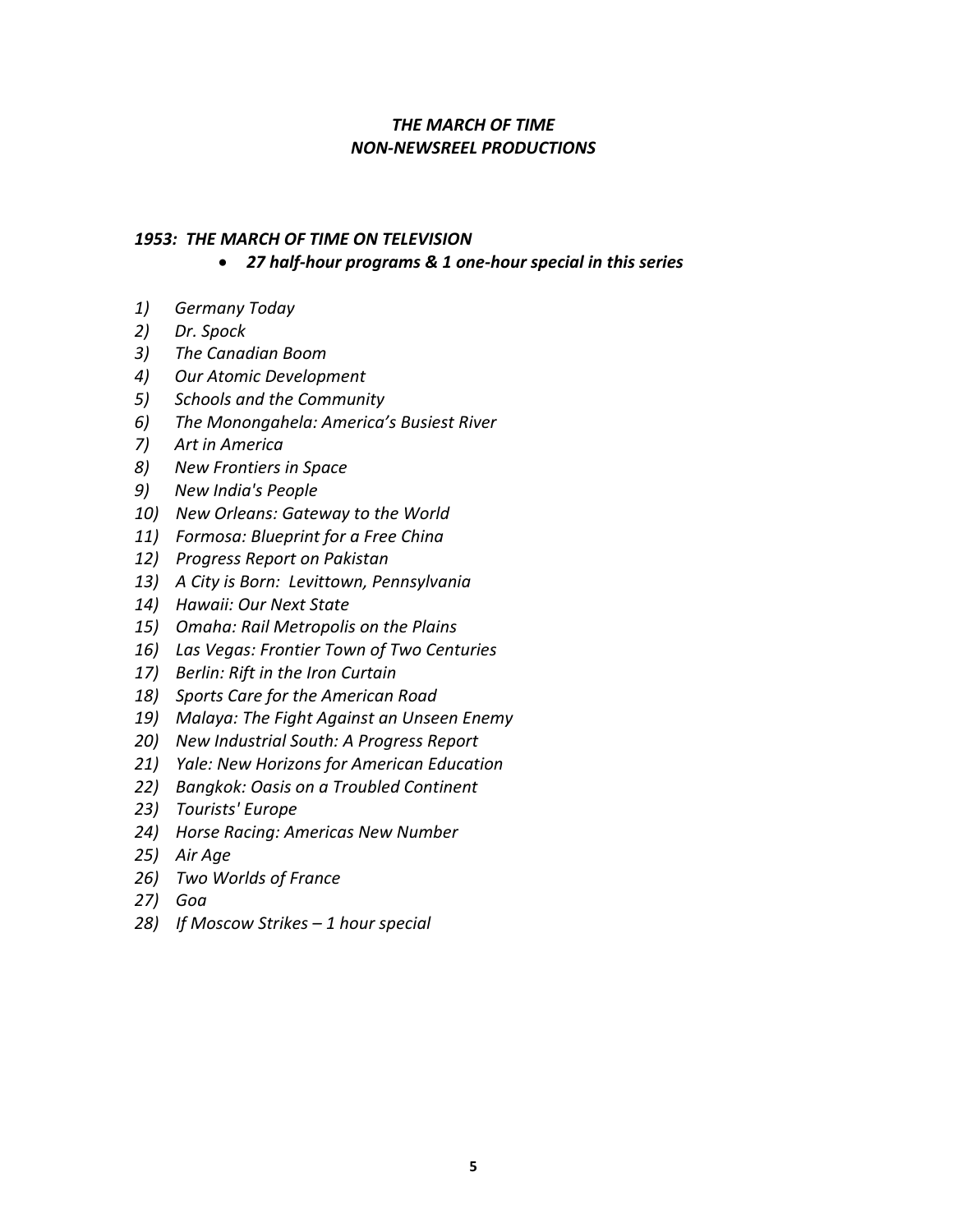## *THE MARCH OF TIME*
## *NON-NEWSREEL PRODUCTIONS*

### *1953: THE MARCH OF TIME ON TELEVISION*

- ***27 half-hour programs & 1 one-hour special in this series***

*1) Germany Today*
*2) Dr. Spock*
*3) The Canadian Boom*
*4) Our Atomic Development*
*5) Schools and the Community*
*6) The Monongahela: America's Busiest River*
*7) Art in America*
*8) New Frontiers in Space*
*9) New India's People*
*10) New Orleans: Gateway to the World*
*11) Formosa: Blueprint for a Free China*
*12) Progress Report on Pakistan*
*13) A City is Born: Levittown, Pennsylvania*
*14) Hawaii: Our Next State*
*15) Omaha: Rail Metropolis on the Plains*
*16) Las Vegas: Frontier Town of Two Centuries*
*17) Berlin: Rift in the Iron Curtain*
*18) Sports Care for the American Road*
*19) Malaya: The Fight Against an Unseen Enemy*
*20) New Industrial South: A Progress Report*
*21) Yale: New Horizons for American Education*
*22) Bangkok: Oasis on a Troubled Continent*
*23) Tourists' Europe*
*24) Horse Racing: Americas New Number*
*25) Air Age*
*26) Two Worlds of France*
*27) Goa*
*28) If Moscow Strikes – 1 hour special*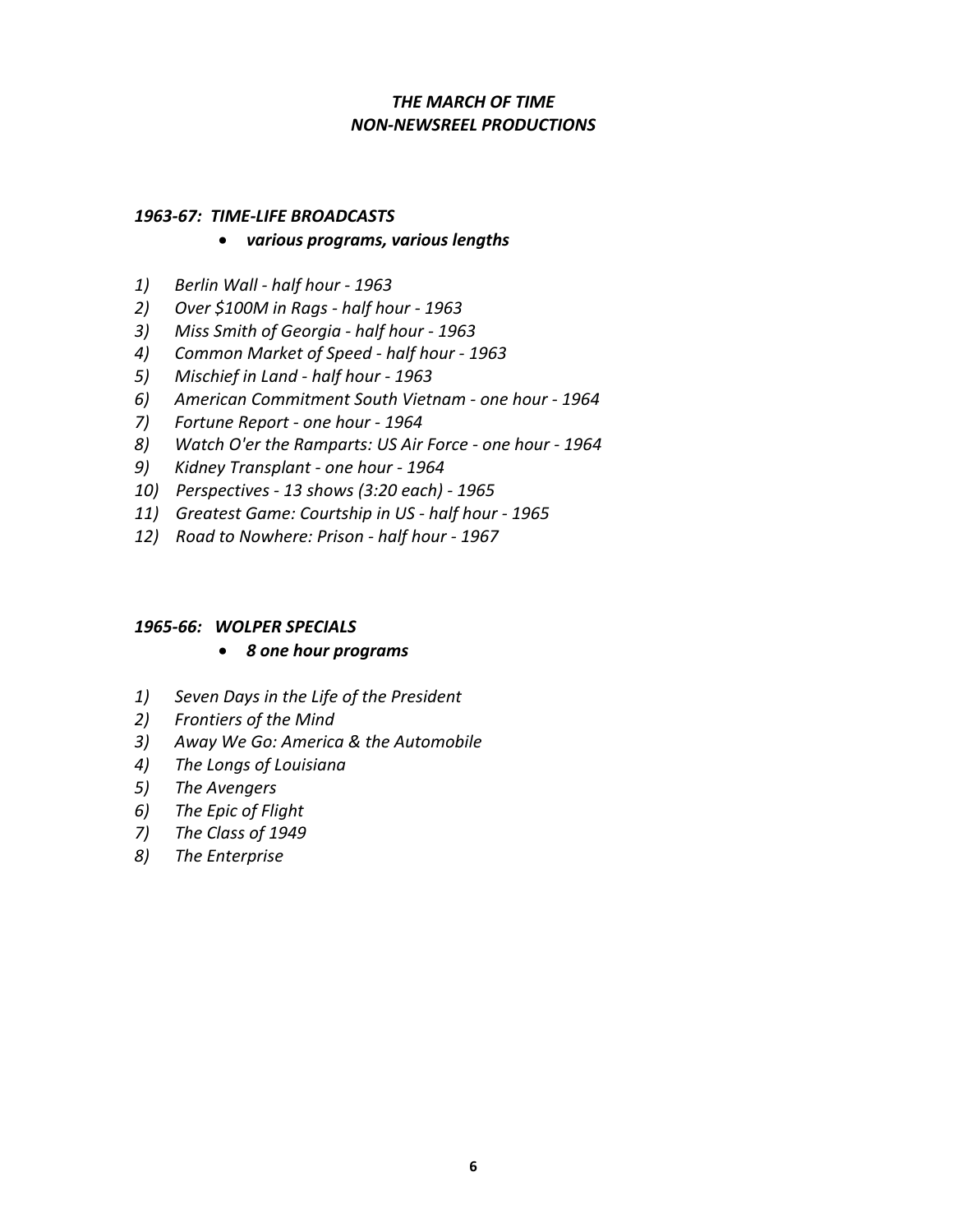# *THE MARCH OF TIME*
# *NON-NEWSREEL PRODUCTIONS*

### *1963-67: TIME-LIFE BROADCASTS*

- ***various programs, various lengths***

1) *Berlin Wall - half hour - 1963*
2) *Over $100M in Rags - half hour - 1963*
3) *Miss Smith of Georgia - half hour - 1963*
4) *Common Market of Speed - half hour - 1963*
5) *Mischief in Land - half hour - 1963*
6) *American Commitment South Vietnam - one hour - 1964*
7) *Fortune Report - one hour - 1964*
8) *Watch O'er the Ramparts: US Air Force - one hour - 1964*
9) *Kidney Transplant - one hour - 1964*
10) *Perspectives - 13 shows (3:20 each) - 1965*
11) *Greatest Game: Courtship in US - half hour - 1965*
12) *Road to Nowhere: Prison - half hour - 1967*

### *1965-66: WOLPER SPECIALS*

- ***8 one hour programs***

1) *Seven Days in the Life of the President*
2) *Frontiers of the Mind*
3) *Away We Go: America & the Automobile*
4) *The Longs of Louisiana*
5) *The Avengers*
6) *The Epic of Flight*
7) *The Class of 1949*
8) *The Enterprise*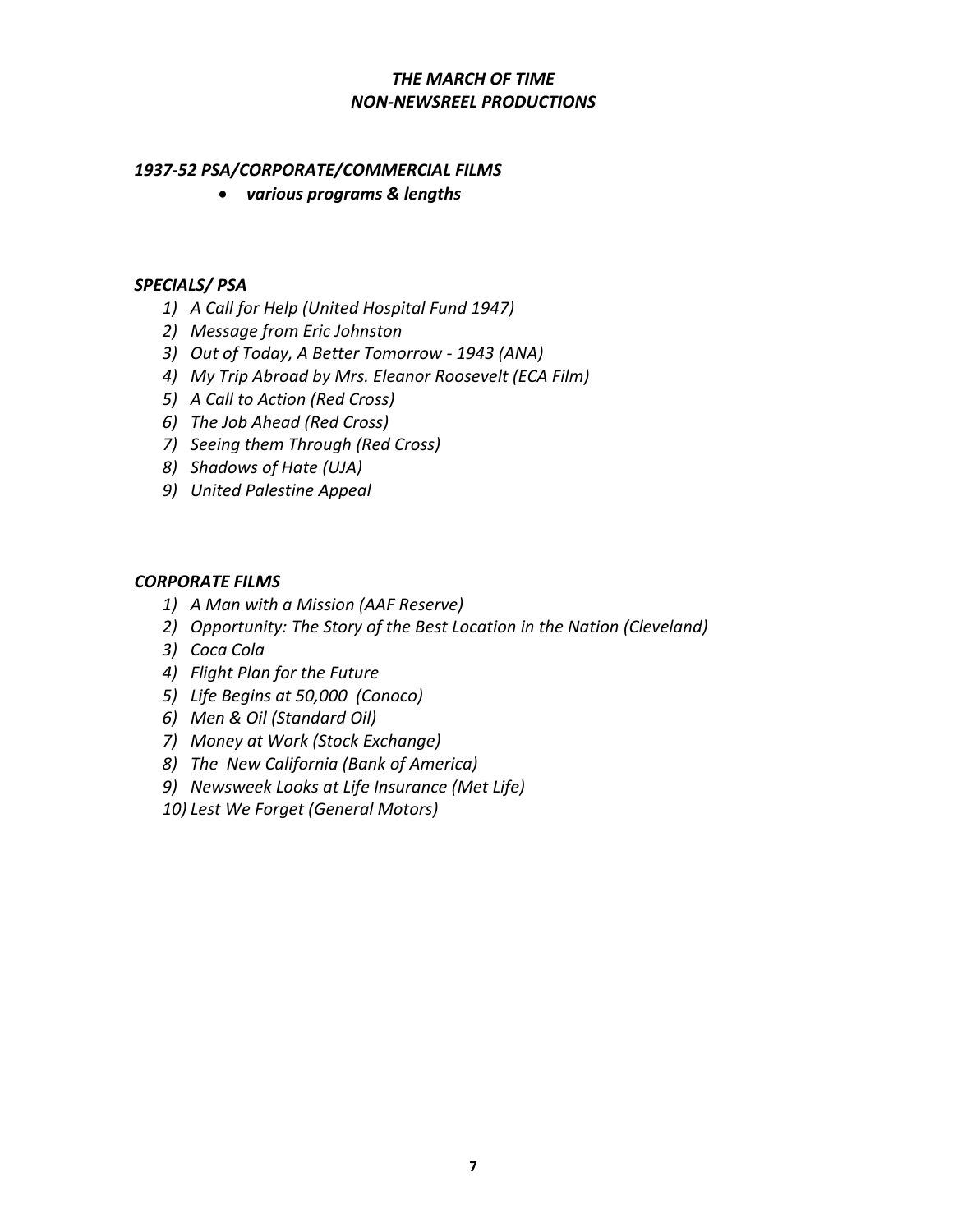# *THE MARCH OF TIME*
# *NON-NEWSREEL PRODUCTIONS*

## *1937-52 PSA/CORPORATE/COMMERCIAL FILMS*

- ***various programs & lengths***

## *SPECIALS/ PSA*

1) *A Call for Help (United Hospital Fund 1947)*
2) *Message from Eric Johnston*
3) *Out of Today, A Better Tomorrow - 1943 (ANA)*
4) *My Trip Abroad by Mrs. Eleanor Roosevelt (ECA Film)*
5) *A Call to Action (Red Cross)*
6) *The Job Ahead (Red Cross)*
7) *Seeing them Through (Red Cross)*
8) *Shadows of Hate (UJA)*
9) *United Palestine Appeal*

## *CORPORATE FILMS*

1) *A Man with a Mission (AAF Reserve)*
2) *Opportunity: The Story of the Best Location in the Nation (Cleveland)*
3) *Coca Cola*
4) *Flight Plan for the Future*
5) *Life Begins at 50,000 (Conoco)*
6) *Men & Oil (Standard Oil)*
7) *Money at Work (Stock Exchange)*
8) *The New California (Bank of America)*
9) *Newsweek Looks at Life Insurance (Met Life)*
10) *Lest We Forget (General Motors)*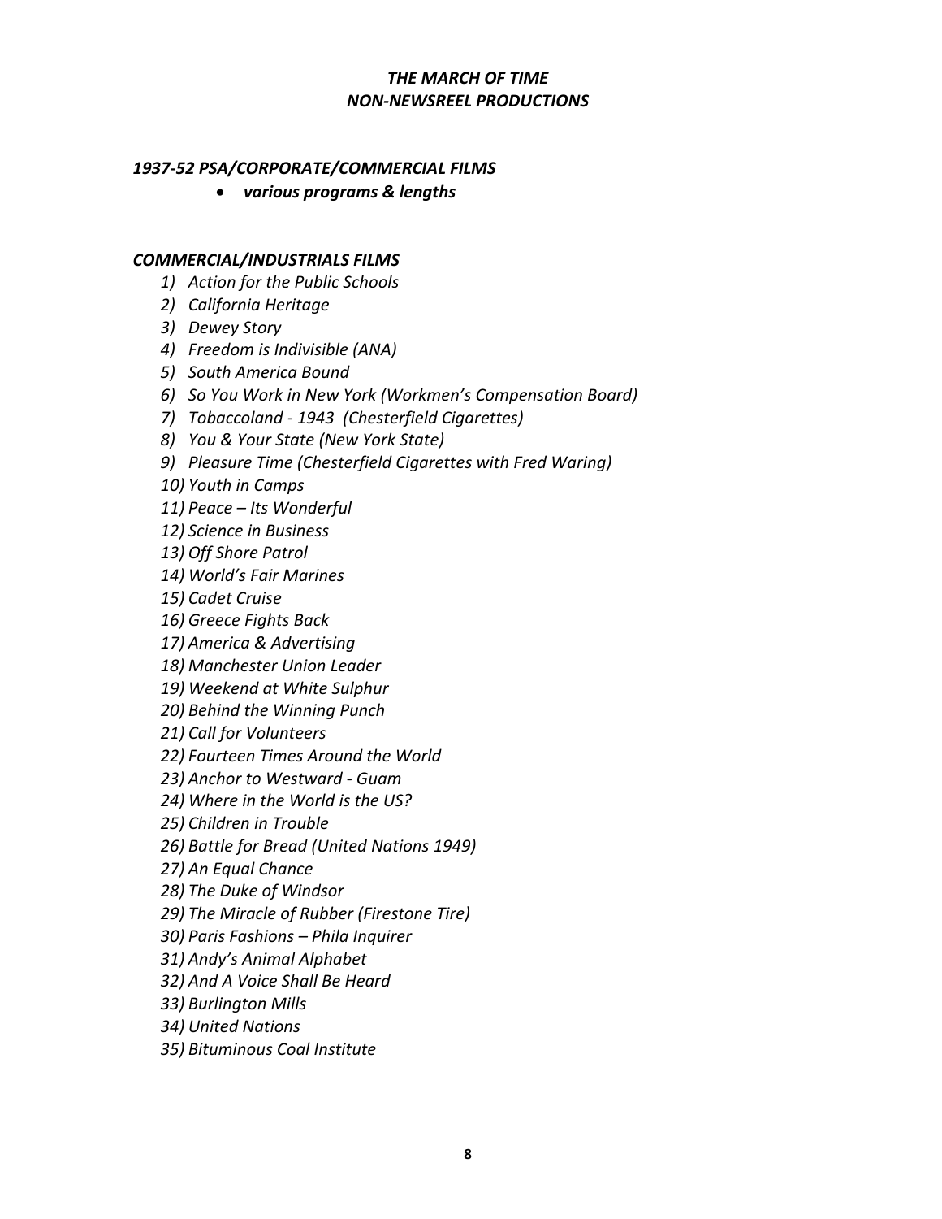# *THE MARCH OF TIME*
# *NON-NEWSREEL PRODUCTIONS*

### *1937-52 PSA/CORPORATE/COMMERCIAL FILMS*

- ***various programs & lengths***

### *COMMERCIAL/INDUSTRIALS FILMS*

1) *Action for the Public Schools*
2) *California Heritage*
3) *Dewey Story*
4) *Freedom is Indivisible (ANA)*
5) *South America Bound*
6) *So You Work in New York (Workmen's Compensation Board)*
7) *Tobaccoland - 1943 (Chesterfield Cigarettes)*
8) *You & Your State (New York State)*
9) *Pleasure Time (Chesterfield Cigarettes with Fred Waring)*
10) *Youth in Camps*
11) *Peace – Its Wonderful*
12) *Science in Business*
13) *Off Shore Patrol*
14) *World's Fair Marines*
15) *Cadet Cruise*
16) *Greece Fights Back*
17) *America & Advertising*
18) *Manchester Union Leader*
19) *Weekend at White Sulphur*
20) *Behind the Winning Punch*
21) *Call for Volunteers*
22) *Fourteen Times Around the World*
23) *Anchor to Westward - Guam*
24) *Where in the World is the US?*
25) *Children in Trouble*
26) *Battle for Bread (United Nations 1949)*
27) *An Equal Chance*
28) *The Duke of Windsor*
29) *The Miracle of Rubber (Firestone Tire)*
30) *Paris Fashions – Phila Inquirer*
31) *Andy's Animal Alphabet*
32) *And A Voice Shall Be Heard*
33) *Burlington Mills*
34) *United Nations*
35) *Bituminous Coal Institute*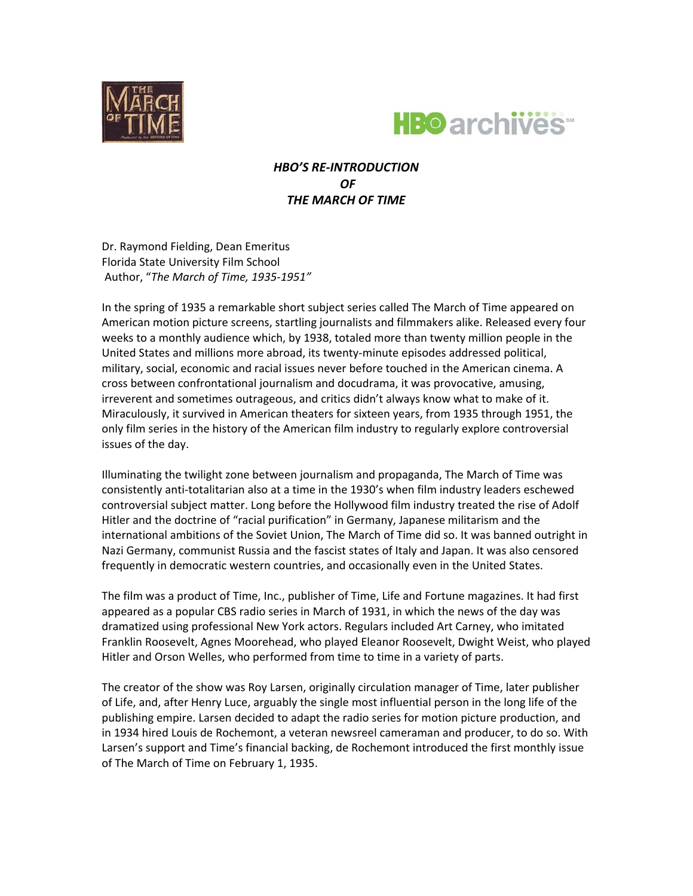# *HBO'S RE-INTRODUCTION OF THE MARCH OF TIME*

Dr. Raymond Fielding, Dean Emeritus
Florida State University Film School
Author, "*The March of Time, 1935-1951"*

In the spring of 1935 a remarkable short subject series called The March of Time appeared on American motion picture screens, startling journalists and filmmakers alike. Released every four weeks to a monthly audience which, by 1938, totaled more than twenty million people in the United States and millions more abroad, its twenty-minute episodes addressed political, military, social, economic and racial issues never before touched in the American cinema. A cross between confrontational journalism and docudrama, it was provocative, amusing, irreverent and sometimes outrageous, and critics didn't always know what to make of it. Miraculously, it survived in American theaters for sixteen years, from 1935 through 1951, the only film series in the history of the American film industry to regularly explore controversial issues of the day.

Illuminating the twilight zone between journalism and propaganda, The March of Time was consistently anti-totalitarian also at a time in the 1930's when film industry leaders eschewed controversial subject matter. Long before the Hollywood film industry treated the rise of Adolf Hitler and the doctrine of "racial purification" in Germany, Japanese militarism and the international ambitions of the Soviet Union, The March of Time did so. It was banned outright in Nazi Germany, communist Russia and the fascist states of Italy and Japan. It was also censored frequently in democratic western countries, and occasionally even in the United States.

The film was a product of Time, Inc., publisher of Time, Life and Fortune magazines. It had first appeared as a popular CBS radio series in March of 1931, in which the news of the day was dramatized using professional New York actors. Regulars included Art Carney, who imitated Franklin Roosevelt, Agnes Moorehead, who played Eleanor Roosevelt, Dwight Weist, who played Hitler and Orson Welles, who performed from time to time in a variety of parts.

The creator of the show was Roy Larsen, originally circulation manager of Time, later publisher of Life, and, after Henry Luce, arguably the single most influential person in the long life of the publishing empire. Larsen decided to adapt the radio series for motion picture production, and in 1934 hired Louis de Rochemont, a veteran newsreel cameraman and producer, to do so. With Larsen's support and Time's financial backing, de Rochemont introduced the first monthly issue of The March of Time on February 1, 1935.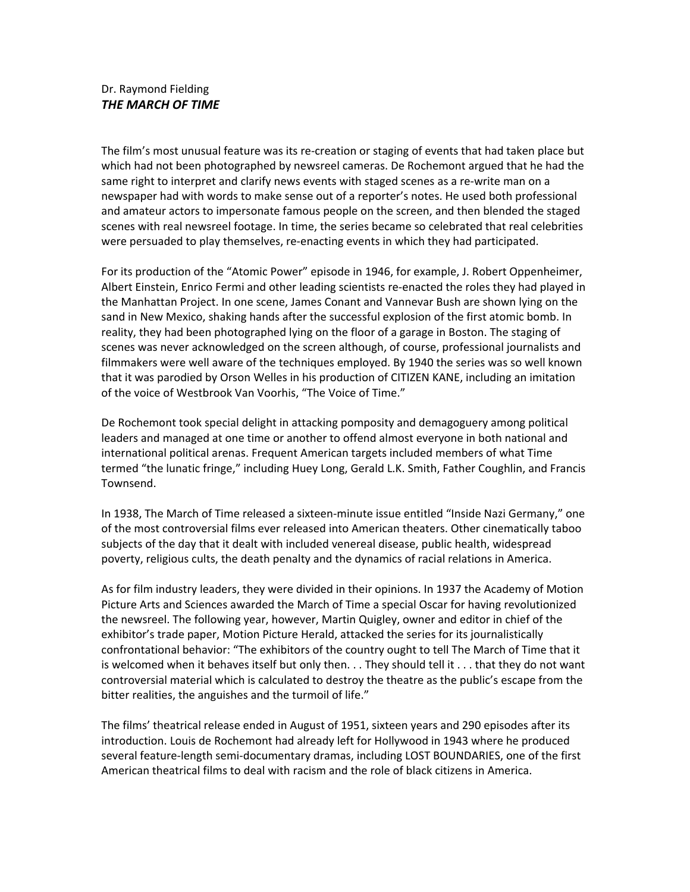Dr. Raymond Fielding
***THE MARCH OF TIME***

The film's most unusual feature was its re-creation or staging of events that had taken place but which had not been photographed by newsreel cameras. De Rochemont argued that he had the same right to interpret and clarify news events with staged scenes as a re-write man on a newspaper had with words to make sense out of a reporter's notes. He used both professional and amateur actors to impersonate famous people on the screen, and then blended the staged scenes with real newsreel footage. In time, the series became so celebrated that real celebrities were persuaded to play themselves, re-enacting events in which they had participated.

For its production of the "Atomic Power" episode in 1946, for example, J. Robert Oppenheimer, Albert Einstein, Enrico Fermi and other leading scientists re-enacted the roles they had played in the Manhattan Project. In one scene, James Conant and Vannevar Bush are shown lying on the sand in New Mexico, shaking hands after the successful explosion of the first atomic bomb. In reality, they had been photographed lying on the floor of a garage in Boston. The staging of scenes was never acknowledged on the screen although, of course, professional journalists and filmmakers were well aware of the techniques employed. By 1940 the series was so well known that it was parodied by Orson Welles in his production of CITIZEN KANE, including an imitation of the voice of Westbrook Van Voorhis, "The Voice of Time."

De Rochemont took special delight in attacking pomposity and demagoguery among political leaders and managed at one time or another to offend almost everyone in both national and international political arenas. Frequent American targets included members of what Time termed "the lunatic fringe," including Huey Long, Gerald L.K. Smith, Father Coughlin, and Francis Townsend.

In 1938, The March of Time released a sixteen-minute issue entitled "Inside Nazi Germany," one of the most controversial films ever released into American theaters. Other cinematically taboo subjects of the day that it dealt with included venereal disease, public health, widespread poverty, religious cults, the death penalty and the dynamics of racial relations in America.

As for film industry leaders, they were divided in their opinions. In 1937 the Academy of Motion Picture Arts and Sciences awarded the March of Time a special Oscar for having revolutionized the newsreel. The following year, however, Martin Quigley, owner and editor in chief of the exhibitor's trade paper, Motion Picture Herald, attacked the series for its journalistically confrontational behavior: "The exhibitors of the country ought to tell The March of Time that it is welcomed when it behaves itself but only then. . . They should tell it . . . that they do not want controversial material which is calculated to destroy the theatre as the public's escape from the bitter realities, the anguishes and the turmoil of life."

The films' theatrical release ended in August of 1951, sixteen years and 290 episodes after its introduction. Louis de Rochemont had already left for Hollywood in 1943 where he produced several feature-length semi-documentary dramas, including LOST BOUNDARIES, one of the first American theatrical films to deal with racism and the role of black citizens in America.